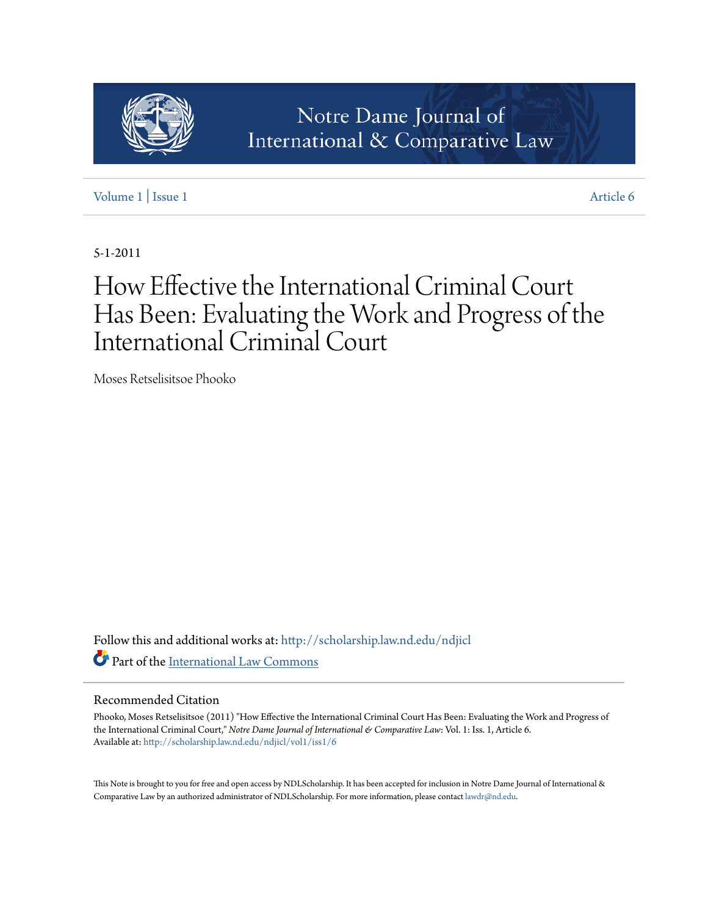Notre Dame Journal of International & Comparative Law

Volume 1 | Issue 1 — Article 6

5-1-2011

# How Effective the International Criminal Court Has Been: Evaluating the Work and Progress of the International Criminal Court

Moses Retselisitsoe Phooko

Follow this and additional works at: http://scholarship.law.nd.edu/ndjicl

Part of the International Law Commons

## Recommended Citation

Phooko, Moses Retselisitsoe (2011) "How Effective the International Criminal Court Has Been: Evaluating the Work and Progress of the International Criminal Court," *Notre Dame Journal of International & Comparative Law*: Vol. 1: Iss. 1, Article 6.
Available at: http://scholarship.law.nd.edu/ndjicl/vol1/iss1/6

This Note is brought to you for free and open access by NDLScholarship. It has been accepted for inclusion in Notre Dame Journal of International & Comparative Law by an authorized administrator of NDLScholarship. For more information, please contact lawdr@nd.edu.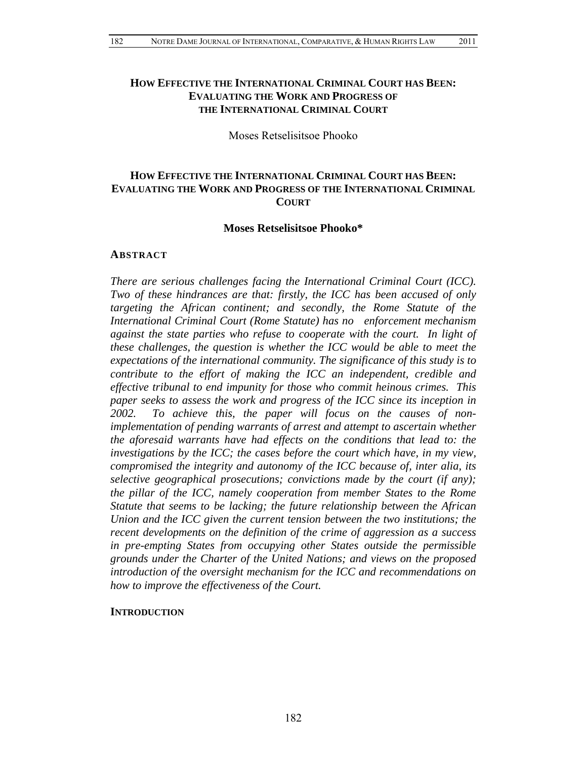# How Effective the International Criminal Court has Been: Evaluating the Work and Progress of the International Criminal Court

Moses Retselisitsoe Phooko

# How Effective the International Criminal Court has Been: Evaluating the Work and Progress of the International Criminal Court

**Moses Retselisitsoe Phooko***

## Abstract

*There are serious challenges facing the International Criminal Court (ICC). Two of these hindrances are that: firstly, the ICC has been accused of only targeting the African continent; and secondly, the Rome Statute of the International Criminal Court (Rome Statute) has no enforcement mechanism against the state parties who refuse to cooperate with the court. In light of these challenges, the question is whether the ICC would be able to meet the expectations of the international community. The significance of this study is to contribute to the effort of making the ICC an independent, credible and effective tribunal to end impunity for those who commit heinous crimes. This paper seeks to assess the work and progress of the ICC since its inception in 2002. To achieve this, the paper will focus on the causes of non-implementation of pending warrants of arrest and attempt to ascertain whether the aforesaid warrants have had effects on the conditions that lead to: the investigations by the ICC; the cases before the court which have, in my view, compromised the integrity and autonomy of the ICC because of, inter alia, its selective geographical prosecutions; convictions made by the court (if any); the pillar of the ICC, namely cooperation from member States to the Rome Statute that seems to be lacking; the future relationship between the African Union and the ICC given the current tension between the two institutions; the recent developments on the definition of the crime of aggression as a success in pre-empting States from occupying other States outside the permissible grounds under the Charter of the United Nations; and views on the proposed introduction of the oversight mechanism for the ICC and recommendations on how to improve the effectiveness of the Court.*

## Introduction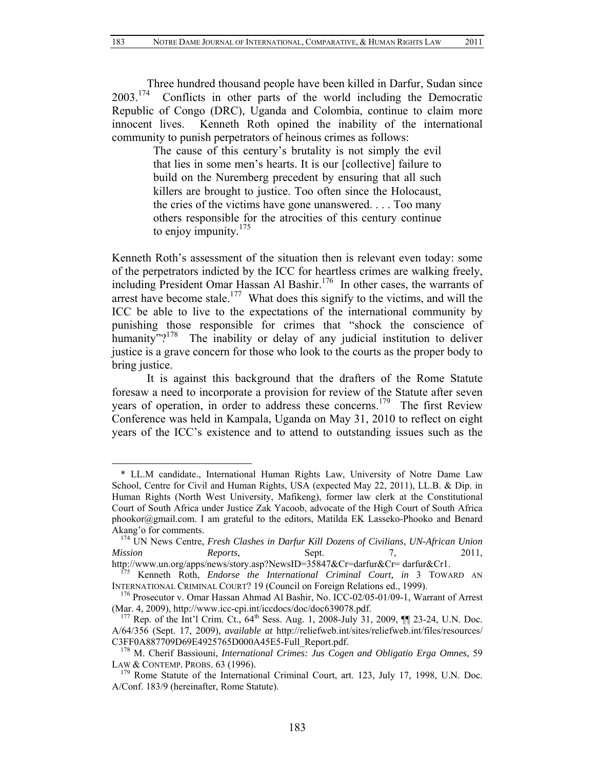Three hundred thousand people have been killed in Darfur, Sudan since 2003.[174] Conflicts in other parts of the world including the Democratic Republic of Congo (DRC), Uganda and Colombia, continue to claim more innocent lives. Kenneth Roth opined the inability of the international community to punish perpetrators of heinous crimes as follows:

> The cause of this century's brutality is not simply the evil that lies in some men's hearts. It is our [collective] failure to build on the Nuremberg precedent by ensuring that all such killers are brought to justice. Too often since the Holocaust, the cries of the victims have gone unanswered. . . . Too many others responsible for the atrocities of this century continue to enjoy impunity.[175]

Kenneth Roth's assessment of the situation then is relevant even today: some of the perpetrators indicted by the ICC for heartless crimes are walking freely, including President Omar Hassan Al Bashir.[176] In other cases, the warrants of arrest have become stale.[177] What does this signify to the victims, and will the ICC be able to live to the expectations of the international community by punishing those responsible for crimes that "shock the conscience of humanity"?[178] The inability or delay of any judicial institution to deliver justice is a grave concern for those who look to the courts as the proper body to bring justice.

It is against this background that the drafters of the Rome Statute foresaw a need to incorporate a provision for review of the Statute after seven years of operation, in order to address these concerns.[179] The first Review Conference was held in Kampala, Uganda on May 31, 2010 to reflect on eight years of the ICC's existence and to attend to outstanding issues such as the

---

\* LL.M candidate., International Human Rights Law, University of Notre Dame Law School, Centre for Civil and Human Rights, USA (expected May 22, 2011), LL.B. & Dip. in Human Rights (North West University, Mafikeng), former law clerk at the Constitutional Court of South Africa under Justice Zak Yacoob, advocate of the High Court of South Africa phookor@gmail.com. I am grateful to the editors, Matilda EK Lasseko-Phooko and Benard Akang'o for comments.

[174] UN News Centre, *Fresh Clashes in Darfur Kill Dozens of Civilians*, *UN-African Union Mission Reports*, Sept. 7, 2011, http://www.un.org/apps/news/story.asp?NewsID=35847&Cr=darfur&Cr= darfur&Cr1.

[175] Kenneth Roth, *Endorse the International Criminal Court, in* 3 TOWARD AN INTERNATIONAL CRIMINAL COURT? 19 (Council on Foreign Relations ed., 1999).

[176] Prosecutor v. Omar Hassan Ahmad Al Bashir, No. ICC-02/05-01/09-1, Warrant of Arrest (Mar. 4, 2009), http://www.icc-cpi.int/iccdocs/doc/doc639078.pdf.

[177] Rep. of the Int'l Crim. Ct., 64th Sess. Aug. 1, 2008-July 31, 2009, ¶¶ 23-24, U.N. Doc. A/64/356 (Sept. 17, 2009), *available at* http://reliefweb.int/sites/reliefweb.int/files/resources/C3FF0A887709D69E4925765D000A45E5-Full_Report.pdf.

[178] M. Cherif Bassiouni, *International Crimes: Jus Cogen and Obligatio Erga Omnes,* 59 LAW & CONTEMP. PROBS. 63 (1996).

[179] Rome Statute of the International Criminal Court, art. 123, July 17, 1998, U.N. Doc. A/Conf. 183/9 (hereinafter, Rome Statute).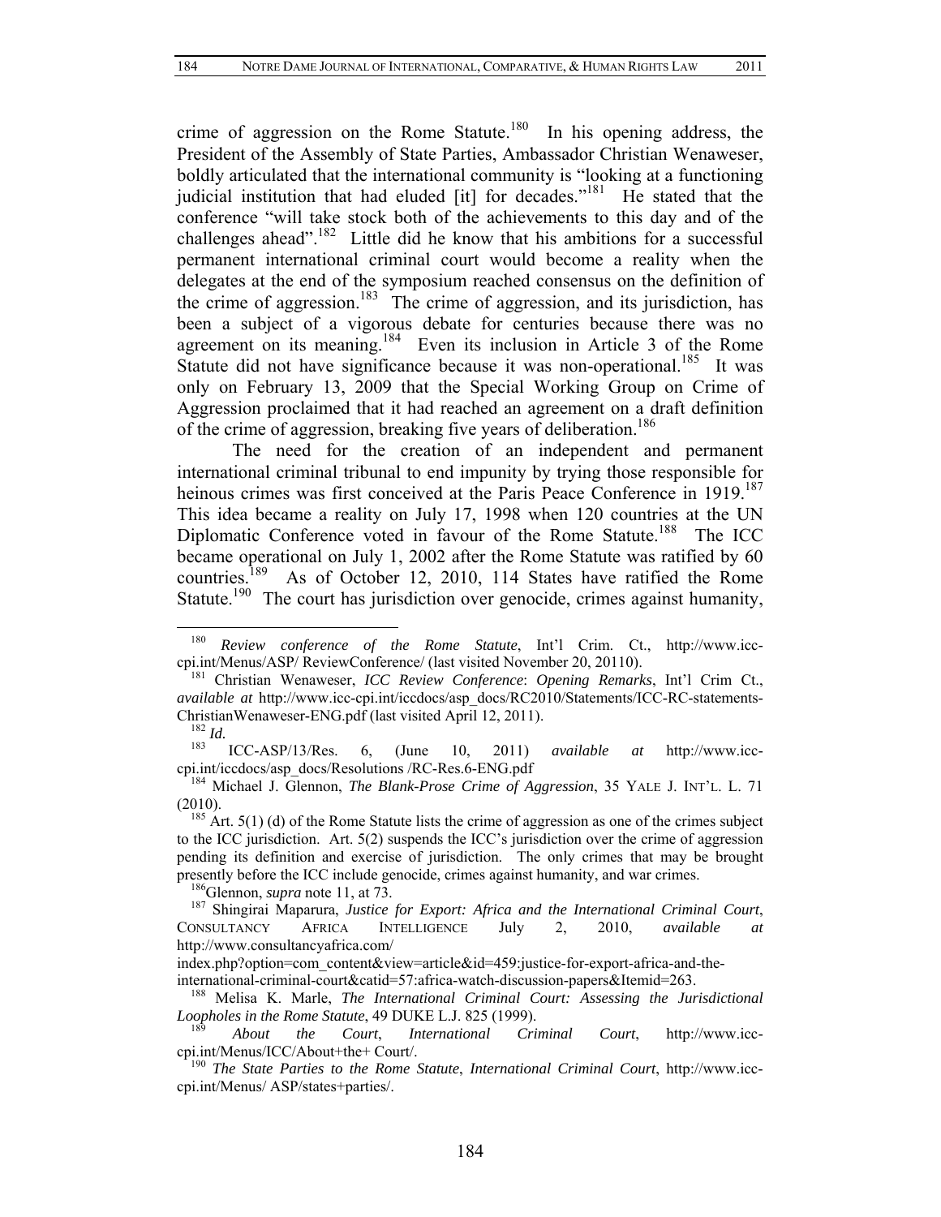crime of aggression on the Rome Statute.[180] In his opening address, the President of the Assembly of State Parties, Ambassador Christian Wenaweser, boldly articulated that the international community is "looking at a functioning judicial institution that had eluded [it] for decades."[181] He stated that the conference "will take stock both of the achievements to this day and of the challenges ahead".[182] Little did he know that his ambitions for a successful permanent international criminal court would become a reality when the delegates at the end of the symposium reached consensus on the definition of the crime of aggression.[183] The crime of aggression, and its jurisdiction, has been a subject of a vigorous debate for centuries because there was no agreement on its meaning.[184] Even its inclusion in Article 3 of the Rome Statute did not have significance because it was non-operational.[185] It was only on February 13, 2009 that the Special Working Group on Crime of Aggression proclaimed that it had reached an agreement on a draft definition of the crime of aggression, breaking five years of deliberation.[186]

The need for the creation of an independent and permanent international criminal tribunal to end impunity by trying those responsible for heinous crimes was first conceived at the Paris Peace Conference in 1919.[187] This idea became a reality on July 17, 1998 when 120 countries at the UN Diplomatic Conference voted in favour of the Rome Statute.[188] The ICC became operational on July 1, 2002 after the Rome Statute was ratified by 60 countries.[189] As of October 12, 2010, 114 States have ratified the Rome Statute.[190] The court has jurisdiction over genocide, crimes against humanity,

---

[180] *Review conference of the Rome Statute*, Int'l Crim. Ct., http://www.icc-cpi.int/Menus/ASP/ ReviewConference/ (last visited November 20, 20110).

[181] Christian Wenaweser, *ICC Review Conference*: *Opening Remarks*, Int'l Crim Ct., *available at* http://www.icc-cpi.int/iccdocs/asp_docs/RC2010/Statements/ICC-RC-statements-ChristianWenaweser-ENG.pdf (last visited April 12, 2011).

[182] *Id.*

[183] ICC-ASP/13/Res. 6, (June 10, 2011) *available at* http://www.icc-cpi.int/iccdocs/asp_docs/Resolutions /RC-Res.6-ENG.pdf

[184] Michael J. Glennon, *The Blank-Prose Crime of Aggression*, 35 YALE J. INT'L. L. 71 (2010).

[185] Art. 5(1) (d) of the Rome Statute lists the crime of aggression as one of the crimes subject to the ICC jurisdiction. Art. 5(2) suspends the ICC's jurisdiction over the crime of aggression pending its definition and exercise of jurisdiction. The only crimes that may be brought presently before the ICC include genocide, crimes against humanity, and war crimes.

[186] Glennon, *supra* note 11, at 73.

[187] Shingirai Maparura, *Justice for Export: Africa and the International Criminal Court*, CONSULTANCY AFRICA INTELLIGENCE July 2, 2010, *available at* http://www.consultancyafrica.com/ index.php?option=com_content&view=article&id=459:justice-for-export-africa-and-the-international-criminal-court&catid=57:africa-watch-discussion-papers&Itemid=263.

[188] Melisa K. Marle, *The International Criminal Court: Assessing the Jurisdictional Loopholes in the Rome Statute*, 49 DUKE L.J. 825 (1999).

[189] *About the Court*, *International Criminal Court*, http://www.icc-cpi.int/Menus/ICC/About+the+ Court/.

[190] *The State Parties to the Rome Statute*, *International Criminal Court*, http://www.icc-cpi.int/Menus/ ASP/states+parties/.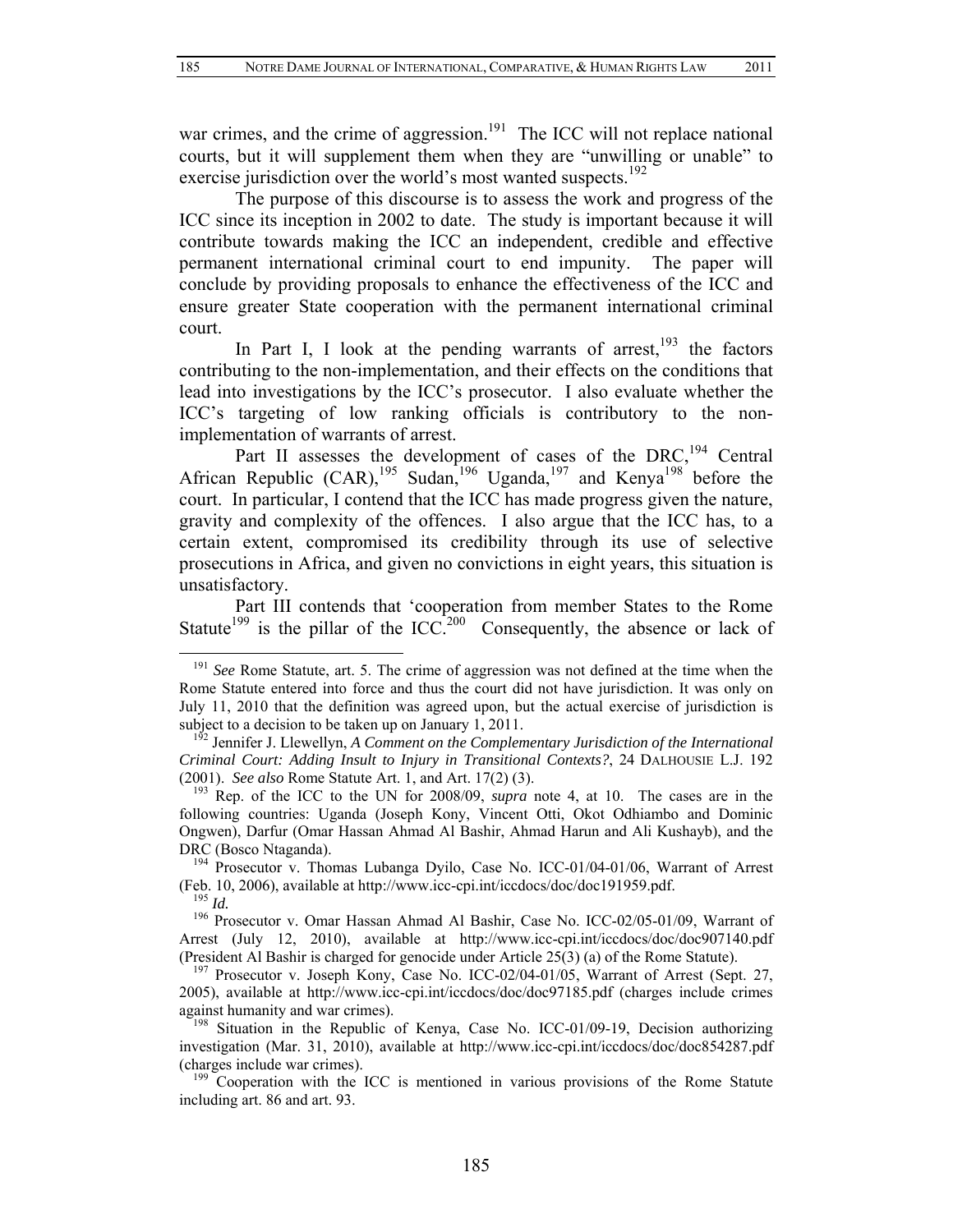war crimes, and the crime of aggression.[191] The ICC will not replace national courts, but it will supplement them when they are "unwilling or unable" to exercise jurisdiction over the world's most wanted suspects.[192]

The purpose of this discourse is to assess the work and progress of the ICC since its inception in 2002 to date. The study is important because it will contribute towards making the ICC an independent, credible and effective permanent international criminal court to end impunity. The paper will conclude by providing proposals to enhance the effectiveness of the ICC and ensure greater State cooperation with the permanent international criminal court.

In Part I, I look at the pending warrants of arrest,[193] the factors contributing to the non-implementation, and their effects on the conditions that lead into investigations by the ICC's prosecutor. I also evaluate whether the ICC's targeting of low ranking officials is contributory to the non-implementation of warrants of arrest.

Part II assesses the development of cases of the DRC,[194] Central African Republic (CAR),[195] Sudan,[196] Uganda,[197] and Kenya[198] before the court. In particular, I contend that the ICC has made progress given the nature, gravity and complexity of the offences. I also argue that the ICC has, to a certain extent, compromised its credibility through its use of selective prosecutions in Africa, and given no convictions in eight years, this situation is unsatisfactory.

Part III contends that 'cooperation from member States to the Rome Statute[199] is the pillar of the ICC.[200] Consequently, the absence or lack of

---

[191] *See* Rome Statute, art. 5. The crime of aggression was not defined at the time when the Rome Statute entered into force and thus the court did not have jurisdiction. It was only on July 11, 2010 that the definition was agreed upon, but the actual exercise of jurisdiction is subject to a decision to be taken up on January 1, 2011.

[192] Jennifer J. Llewellyn, *A Comment on the Complementary Jurisdiction of the International Criminal Court: Adding Insult to Injury in Transitional Contexts?*, 24 DALHOUSIE L.J. 192 (2001). *See also* Rome Statute Art. 1, and Art. 17(2) (3).

[193] Rep. of the ICC to the UN for 2008/09, *supra* note 4, at 10. The cases are in the following countries: Uganda (Joseph Kony, Vincent Otti, Okot Odhiambo and Dominic Ongwen), Darfur (Omar Hassan Ahmad Al Bashir, Ahmad Harun and Ali Kushayb), and the DRC (Bosco Ntaganda).

[194] Prosecutor v. Thomas Lubanga Dyilo, Case No. ICC-01/04-01/06, Warrant of Arrest (Feb. 10, 2006), available at http://www.icc-cpi.int/iccdocs/doc/doc191959.pdf.

[195] *Id.*

[196] Prosecutor v. Omar Hassan Ahmad Al Bashir, Case No. ICC-02/05-01/09, Warrant of Arrest (July 12, 2010), available at http://www.icc-cpi.int/iccdocs/doc/doc907140.pdf (President Al Bashir is charged for genocide under Article 25(3) (a) of the Rome Statute).

[197] Prosecutor v. Joseph Kony, Case No. ICC-02/04-01/05, Warrant of Arrest (Sept. 27, 2005), available at http://www.icc-cpi.int/iccdocs/doc/doc97185.pdf (charges include crimes against humanity and war crimes).

[198] Situation in the Republic of Kenya, Case No. ICC-01/09-19, Decision authorizing investigation (Mar. 31, 2010), available at http://www.icc-cpi.int/iccdocs/doc/doc854287.pdf (charges include war crimes).

[199] Cooperation with the ICC is mentioned in various provisions of the Rome Statute including art. 86 and art. 93.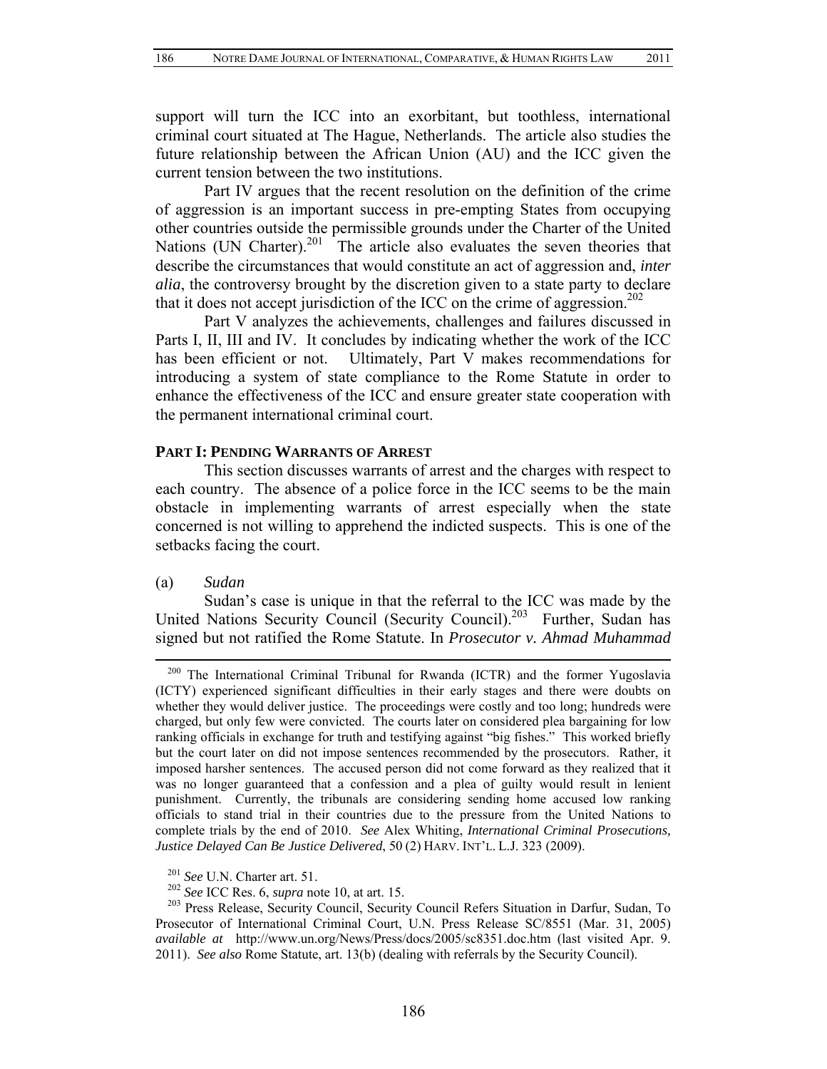support will turn the ICC into an exorbitant, but toothless, international criminal court situated at The Hague, Netherlands. The article also studies the future relationship between the African Union (AU) and the ICC given the current tension between the two institutions.

Part IV argues that the recent resolution on the definition of the crime of aggression is an important success in pre-empting States from occupying other countries outside the permissible grounds under the Charter of the United Nations (UN Charter).[201] The article also evaluates the seven theories that describe the circumstances that would constitute an act of aggression and, *inter alia*, the controversy brought by the discretion given to a state party to declare that it does not accept jurisdiction of the ICC on the crime of aggression.[202]

Part V analyzes the achievements, challenges and failures discussed in Parts I, II, III and IV. It concludes by indicating whether the work of the ICC has been efficient or not. Ultimately, Part V makes recommendations for introducing a system of state compliance to the Rome Statute in order to enhance the effectiveness of the ICC and ensure greater state cooperation with the permanent international criminal court.

## PART I: PENDING WARRANTS OF ARREST

This section discusses warrants of arrest and the charges with respect to each country. The absence of a police force in the ICC seems to be the main obstacle in implementing warrants of arrest especially when the state concerned is not willing to apprehend the indicted suspects. This is one of the setbacks facing the court.

(a) *Sudan*

Sudan's case is unique in that the referral to the ICC was made by the United Nations Security Council (Security Council).[203] Further, Sudan has signed but not ratified the Rome Statute. In *Prosecutor v. Ahmad Muhammad*

---

[200] The International Criminal Tribunal for Rwanda (ICTR) and the former Yugoslavia (ICTY) experienced significant difficulties in their early stages and there were doubts on whether they would deliver justice. The proceedings were costly and too long; hundreds were charged, but only few were convicted. The courts later on considered plea bargaining for low ranking officials in exchange for truth and testifying against "big fishes." This worked briefly but the court later on did not impose sentences recommended by the prosecutors. Rather, it imposed harsher sentences. The accused person did not come forward as they realized that it was no longer guaranteed that a confession and a plea of guilty would result in lenient punishment. Currently, the tribunals are considering sending home accused low ranking officials to stand trial in their countries due to the pressure from the United Nations to complete trials by the end of 2010. *See* Alex Whiting, *International Criminal Prosecutions, Justice Delayed Can Be Justice Delivered*, 50 (2) HARV. INT'L. L.J. 323 (2009).

[201] *See* U.N. Charter art. 51.

[202] *See* ICC Res. 6, *supra* note 10, at art. 15.

[203] Press Release, Security Council, Security Council Refers Situation in Darfur, Sudan, To Prosecutor of International Criminal Court, U.N. Press Release SC/8551 (Mar. 31, 2005) *available at* http://www.un.org/News/Press/docs/2005/sc8351.doc.htm (last visited Apr. 9. 2011). *See also* Rome Statute, art. 13(b) (dealing with referrals by the Security Council).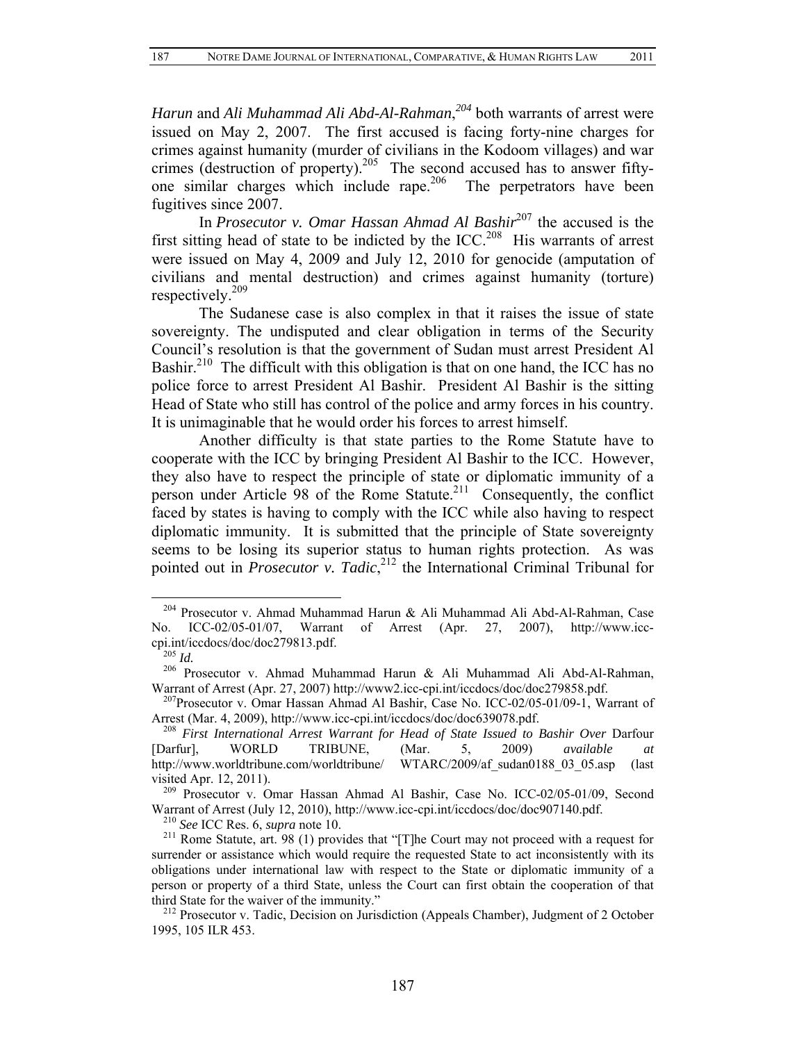*Harun* and *Ali Muhammad Ali Abd-Al-Rahman*,[204] both warrants of arrest were issued on May 2, 2007. The first accused is facing forty-nine charges for crimes against humanity (murder of civilians in the Kodoom villages) and war crimes (destruction of property).[205] The second accused has to answer fifty-one similar charges which include rape.[206] The perpetrators have been fugitives since 2007.

In *Prosecutor v. Omar Hassan Ahmad Al Bashir*[207] the accused is the first sitting head of state to be indicted by the ICC.[208] His warrants of arrest were issued on May 4, 2009 and July 12, 2010 for genocide (amputation of civilians and mental destruction) and crimes against humanity (torture) respectively.[209]

The Sudanese case is also complex in that it raises the issue of state sovereignty. The undisputed and clear obligation in terms of the Security Council's resolution is that the government of Sudan must arrest President Al Bashir.[210] The difficult with this obligation is that on one hand, the ICC has no police force to arrest President Al Bashir. President Al Bashir is the sitting Head of State who still has control of the police and army forces in his country. It is unimaginable that he would order his forces to arrest himself.

Another difficulty is that state parties to the Rome Statute have to cooperate with the ICC by bringing President Al Bashir to the ICC. However, they also have to respect the principle of state or diplomatic immunity of a person under Article 98 of the Rome Statute.[211] Consequently, the conflict faced by states is having to comply with the ICC while also having to respect diplomatic immunity. It is submitted that the principle of State sovereignty seems to be losing its superior status to human rights protection. As was pointed out in *Prosecutor v. Tadic*,[212] the International Criminal Tribunal for

---

[204] Prosecutor v. Ahmad Muhammad Harun & Ali Muhammad Ali Abd-Al-Rahman, Case No. ICC-02/05-01/07, Warrant of Arrest (Apr. 27, 2007), http://www.icc-cpi.int/iccdocs/doc/doc279813.pdf.

[205] *Id.*

[206] Prosecutor v. Ahmad Muhammad Harun & Ali Muhammad Ali Abd-Al-Rahman, Warrant of Arrest (Apr. 27, 2007) http://www2.icc-cpi.int/iccdocs/doc/doc279858.pdf.

[207] Prosecutor v. Omar Hassan Ahmad Al Bashir, Case No. ICC-02/05-01/09-1, Warrant of Arrest (Mar. 4, 2009), http://www.icc-cpi.int/iccdocs/doc/doc639078.pdf.

[208] *First International Arrest Warrant for Head of State Issued to Bashir Over* Darfour [Darfur], WORLD TRIBUNE, (Mar. 5, 2009) *available at* http://www.worldtribune.com/worldtribune/ WTARC/2009/af_sudan0188_03_05.asp (last visited Apr. 12, 2011).

[209] Prosecutor v. Omar Hassan Ahmad Al Bashir, Case No. ICC-02/05-01/09, Second Warrant of Arrest (July 12, 2010), http://www.icc-cpi.int/iccdocs/doc/doc907140.pdf.

[210] *See* ICC Res. 6, *supra* note 10.

[211] Rome Statute, art. 98 (1) provides that "[T]he Court may not proceed with a request for surrender or assistance which would require the requested State to act inconsistently with its obligations under international law with respect to the State or diplomatic immunity of a person or property of a third State, unless the Court can first obtain the cooperation of that third State for the waiver of the immunity."

[212] Prosecutor v. Tadic, Decision on Jurisdiction (Appeals Chamber), Judgment of 2 October 1995, 105 ILR 453.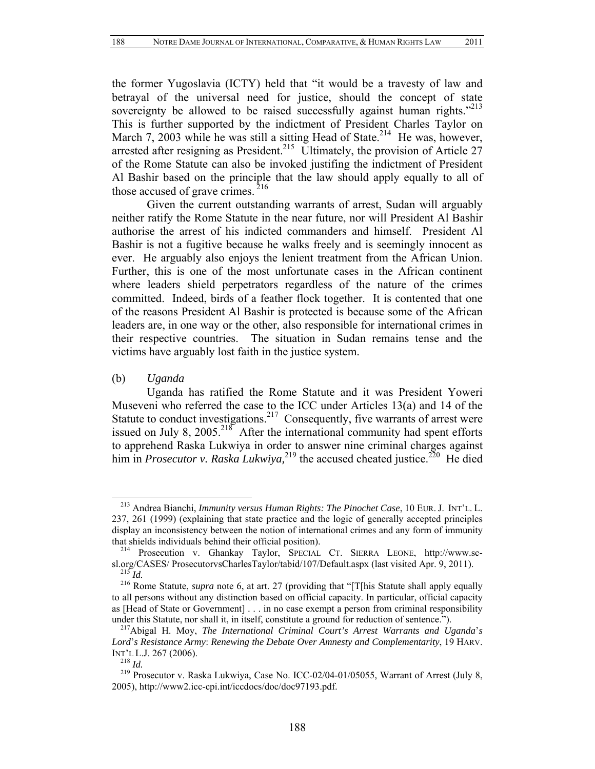the former Yugoslavia (ICTY) held that "it would be a travesty of law and betrayal of the universal need for justice, should the concept of state sovereignty be allowed to be raised successfully against human rights."[213] This is further supported by the indictment of President Charles Taylor on March 7, 2003 while he was still a sitting Head of State.[214] He was, however, arrested after resigning as President.[215] Ultimately, the provision of Article 27 of the Rome Statute can also be invoked justifying the indictment of President Al Bashir based on the principle that the law should apply equally to all of those accused of grave crimes.[216]

Given the current outstanding warrants of arrest, Sudan will arguably neither ratify the Rome Statute in the near future, nor will President Al Bashir authorise the arrest of his indicted commanders and himself. President Al Bashir is not a fugitive because he walks freely and is seemingly innocent as ever. He arguably also enjoys the lenient treatment from the African Union. Further, this is one of the most unfortunate cases in the African continent where leaders shield perpetrators regardless of the nature of the crimes committed. Indeed, birds of a feather flock together. It is contented that one of the reasons President Al Bashir is protected is because some of the African leaders are, in one way or the other, also responsible for international crimes in their respective countries. The situation in Sudan remains tense and the victims have arguably lost faith in the justice system.

(b) *Uganda*

Uganda has ratified the Rome Statute and it was President Yoweri Museveni who referred the case to the ICC under Articles 13(a) and 14 of the Statute to conduct investigations.[217] Consequently, five warrants of arrest were issued on July 8, 2005.[218] After the international community had spent efforts to apprehend Raska Lukwiya in order to answer nine criminal charges against him in *Prosecutor v. Raska Lukwiya,*[219] the accused cheated justice.[220] He died

---

[213] Andrea Bianchi, *Immunity versus Human Rights: The Pinochet Case*, 10 EUR. J. INT'L. L. 237, 261 (1999) (explaining that state practice and the logic of generally accepted principles display an inconsistency between the notion of international crimes and any form of immunity that shields individuals behind their official position).

[214] Prosecution v. Ghankay Taylor, SPECIAL CT. SIERRA LEONE, http://www.sc-sl.org/CASES/ ProsecutorvsCharlesTaylor/tabid/107/Default.aspx (last visited Apr. 9, 2011).

[215] *Id.*

[216] Rome Statute, *supra* note 6, at art. 27 (providing that "[T[his Statute shall apply equally to all persons without any distinction based on official capacity. In particular, official capacity as [Head of State or Government] . . . in no case exempt a person from criminal responsibility under this Statute, nor shall it, in itself, constitute a ground for reduction of sentence.").

[217] Abigal H. Moy, *The International Criminal Court's Arrest Warrants and Uganda's Lord's Resistance Army*: *Renewing the Debate Over Amnesty and Complementarity*, 19 HARV. INT'L L.J. 267 (2006).

[218] *Id.*

[219] Prosecutor v. Raska Lukwiya, Case No. ICC-02/04-01/05055, Warrant of Arrest (July 8, 2005), http://www2.icc-cpi.int/iccdocs/doc/doc97193.pdf.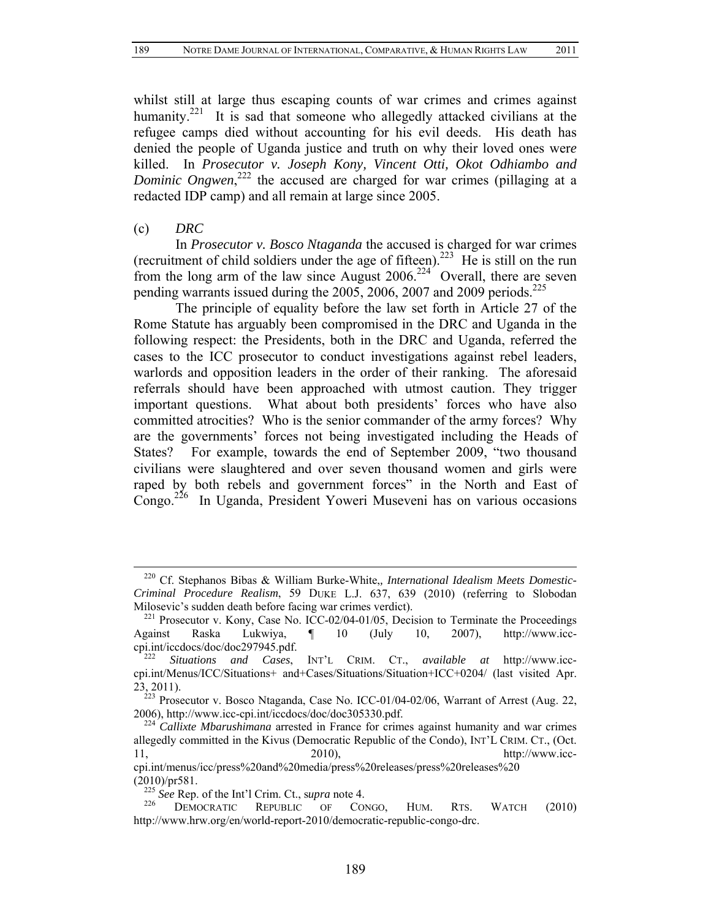whilst still at large thus escaping counts of war crimes and crimes against humanity.[221] It is sad that someone who allegedly attacked civilians at the refugee camps died without accounting for his evil deeds. His death has denied the people of Uganda justice and truth on why their loved ones were killed. In *Prosecutor v. Joseph Kony, Vincent Otti, Okot Odhiambo and Dominic Ongwen*,[222] the accused are charged for war crimes (pillaging at a redacted IDP camp) and all remain at large since 2005.

(c) *DRC*

In *Prosecutor v. Bosco Ntaganda* the accused is charged for war crimes (recruitment of child soldiers under the age of fifteen).[223] He is still on the run from the long arm of the law since August 2006.[224] Overall, there are seven pending warrants issued during the 2005, 2006, 2007 and 2009 periods.[225]

The principle of equality before the law set forth in Article 27 of the Rome Statute has arguably been compromised in the DRC and Uganda in the following respect: the Presidents, both in the DRC and Uganda, referred the cases to the ICC prosecutor to conduct investigations against rebel leaders, warlords and opposition leaders in the order of their ranking. The aforesaid referrals should have been approached with utmost caution. They trigger important questions. What about both presidents' forces who have also committed atrocities? Who is the senior commander of the army forces? Why are the governments' forces not being investigated including the Heads of States? For example, towards the end of September 2009, "two thousand civilians were slaughtered and over seven thousand women and girls were raped by both rebels and government forces" in the North and East of Congo.[226] In Uganda, President Yoweri Museveni has on various occasions

---

[220] Cf. Stephanos Bibas & William Burke-White,, *International Idealism Meets Domestic-Criminal Procedure Realism*, 59 DUKE L.J. 637, 639 (2010) (referring to Slobodan Milosevic's sudden death before facing war crimes verdict).

[221] Prosecutor v. Kony, Case No. ICC-02/04-01/05, Decision to Terminate the Proceedings Against Raska Lukwiya, ¶ 10 (July 10, 2007), http://www.icc-cpi.int/iccdocs/doc/doc297945.pdf.

[222] *Situations and Cases*, INT'L CRIM. CT., *available at* http://www.icc-cpi.int/Menus/ICC/Situations+ and+Cases/Situations/Situation+ICC+0204/ (last visited Apr. 23, 2011).

[223] Prosecutor v. Bosco Ntaganda, Case No. ICC-01/04-02/06, Warrant of Arrest (Aug. 22, 2006), http://www.icc-cpi.int/iccdocs/doc/doc305330.pdf.

[224] *Callixte Mbarushimana* arrested in France for crimes against humanity and war crimes allegedly committed in the Kivus (Democratic Republic of the Condo), INT'L CRIM. CT., (Oct. 11, 2010), http://www.icc-cpi.int/menus/icc/press%20and%20media/press%20releases/press%20releases%20(2010)/pr581.

[225] *See* Rep. of the Int'l Crim. Ct., s*upra* note 4.

[226] DEMOCRATIC REPUBLIC OF CONGO, HUM. RTS. WATCH (2010) http://www.hrw.org/en/world-report-2010/democratic-republic-congo-drc.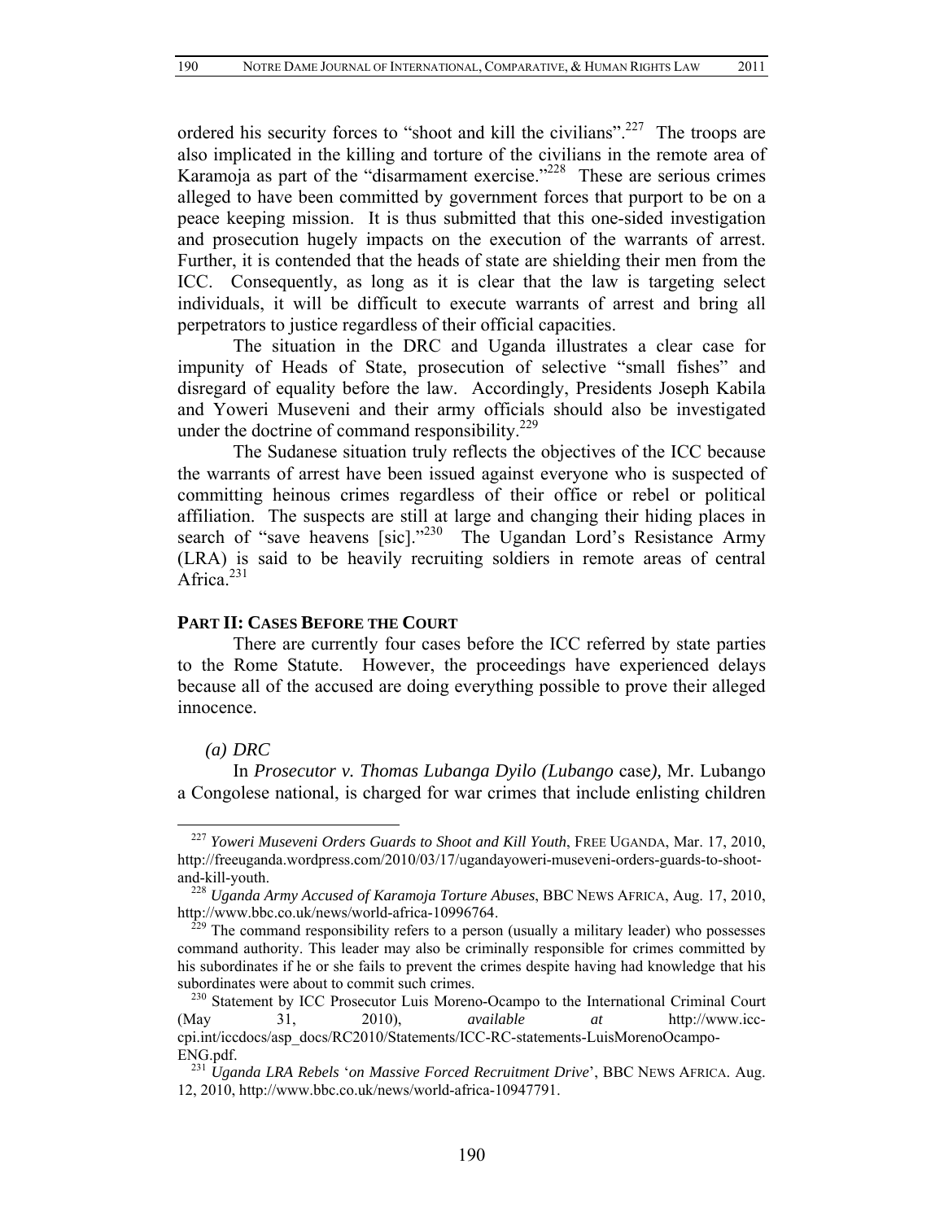ordered his security forces to "shoot and kill the civilians".[227] The troops are also implicated in the killing and torture of the civilians in the remote area of Karamoja as part of the "disarmament exercise."[228] These are serious crimes alleged to have been committed by government forces that purport to be on a peace keeping mission. It is thus submitted that this one-sided investigation and prosecution hugely impacts on the execution of the warrants of arrest. Further, it is contended that the heads of state are shielding their men from the ICC. Consequently, as long as it is clear that the law is targeting select individuals, it will be difficult to execute warrants of arrest and bring all perpetrators to justice regardless of their official capacities.

The situation in the DRC and Uganda illustrates a clear case for impunity of Heads of State, prosecution of selective "small fishes" and disregard of equality before the law. Accordingly, Presidents Joseph Kabila and Yoweri Museveni and their army officials should also be investigated under the doctrine of command responsibility.[229]

The Sudanese situation truly reflects the objectives of the ICC because the warrants of arrest have been issued against everyone who is suspected of committing heinous crimes regardless of their office or rebel or political affiliation. The suspects are still at large and changing their hiding places in search of "save heavens [sic]."[230] The Ugandan Lord's Resistance Army (LRA) is said to be heavily recruiting soldiers in remote areas of central Africa.[231]

## PART II: CASES BEFORE THE COURT

There are currently four cases before the ICC referred by state parties to the Rome Statute. However, the proceedings have experienced delays because all of the accused are doing everything possible to prove their alleged innocence.

### *(a) DRC*

In *Prosecutor v. Thomas Lubanga Dyilo (Lubango* case*)*, Mr. Lubango a Congolese national, is charged for war crimes that include enlisting children

---

[227] *Yoweri Museveni Orders Guards to Shoot and Kill Youth*, FREE UGANDA, Mar. 17, 2010, http://freeuganda.wordpress.com/2010/03/17/ugandayoweri-museveni-orders-guards-to-shoot-and-kill-youth.

[228] *Uganda Army Accused of Karamoja Torture Abuses*, BBC NEWS AFRICA, Aug. 17, 2010, http://www.bbc.co.uk/news/world-africa-10996764.

[229] The command responsibility refers to a person (usually a military leader) who possesses command authority. This leader may also be criminally responsible for crimes committed by his subordinates if he or she fails to prevent the crimes despite having had knowledge that his subordinates were about to commit such crimes.

[230] Statement by ICC Prosecutor Luis Moreno-Ocampo to the International Criminal Court (May 31, 2010), *available at* http://www.icc-cpi.int/iccdocs/asp_docs/RC2010/Statements/ICC-RC-statements-LuisMorenoOcampo-ENG.pdf.

[231] *Uganda LRA Rebels* '*on Massive Forced Recruitment Drive*', BBC NEWS AFRICA. Aug. 12, 2010, http://www.bbc.co.uk/news/world-africa-10947791.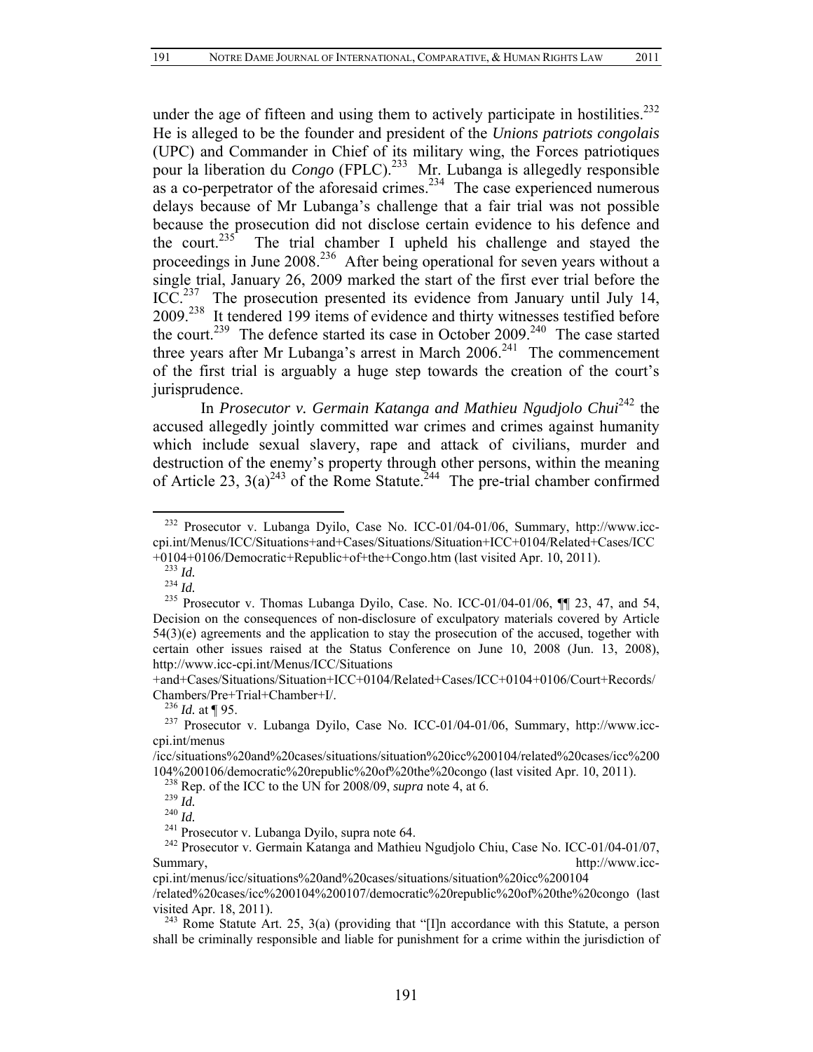under the age of fifteen and using them to actively participate in hostilities.[232] He is alleged to be the founder and president of the *Unions patriots congolais* (UPC) and Commander in Chief of its military wing, the Forces patriotiques pour la liberation du *Congo* (FPLC).[233] Mr. Lubanga is allegedly responsible as a co-perpetrator of the aforesaid crimes.[234] The case experienced numerous delays because of Mr Lubanga's challenge that a fair trial was not possible because the prosecution did not disclose certain evidence to his defence and the court.[235] The trial chamber I upheld his challenge and stayed the proceedings in June 2008.[236] After being operational for seven years without a single trial, January 26, 2009 marked the start of the first ever trial before the ICC.[237] The prosecution presented its evidence from January until July 14, 2009.[238] It tendered 199 items of evidence and thirty witnesses testified before the court.[239] The defence started its case in October 2009.[240] The case started three years after Mr Lubanga's arrest in March 2006.[241] The commencement of the first trial is arguably a huge step towards the creation of the court's jurisprudence.

In *Prosecutor v. Germain Katanga and Mathieu Ngudjolo Chui*[242] the accused allegedly jointly committed war crimes and crimes against humanity which include sexual slavery, rape and attack of civilians, murder and destruction of the enemy's property through other persons, within the meaning of Article 23, 3(a)[243] of the Rome Statute.[244] The pre-trial chamber confirmed

---

[232] Prosecutor v. Lubanga Dyilo, Case No. ICC-01/04-01/06, Summary, http://www.icc-cpi.int/Menus/ICC/Situations+and+Cases/Situations/Situation+ICC+0104/Related+Cases/ICC+0104+0106/Democratic+Republic+of+the+Congo.htm (last visited Apr. 10, 2011).

[233] *Id.*

[234] *Id.*

[235] Prosecutor v. Thomas Lubanga Dyilo, Case. No. ICC-01/04-01/06, ¶¶ 23, 47, and 54, Decision on the consequences of non-disclosure of exculpatory materials covered by Article 54(3)(e) agreements and the application to stay the prosecution of the accused, together with certain other issues raised at the Status Conference on June 10, 2008 (Jun. 13, 2008), http://www.icc-cpi.int/Menus/ICC/Situations+and+Cases/Situations/Situation+ICC+0104/Related+Cases/ICC+0104+0106/Court+Records/Chambers/Pre+Trial+Chamber+I/.

[236] *Id.* at ¶ 95.

[237] Prosecutor v. Lubanga Dyilo, Case No. ICC-01/04-01/06, Summary, http://www.icc-cpi.int/menus/icc/situations%20and%20cases/situations/situation%20icc%200104/related%20cases/icc%200104%200106/democratic%20republic%20of%20the%20congo (last visited Apr. 10, 2011).

[238] Rep. of the ICC to the UN for 2008/09, *supra* note 4, at 6.

[239] *Id.*

[240] *Id.*

[241] Prosecutor v. Lubanga Dyilo, supra note 64.

[242] Prosecutor v. Germain Katanga and Mathieu Ngudjolo Chiu, Case No. ICC-01/04-01/07, Summary, http://www.icc-cpi.int/menus/icc/situations%20and%20cases/situations/situation%20icc%200104/related%20cases/icc%200104%200107/democratic%20republic%20of%20the%20congo (last visited Apr. 18, 2011).

[243] Rome Statute Art. 25, 3(a) (providing that "[I]n accordance with this Statute, a person shall be criminally responsible and liable for punishment for a crime within the jurisdiction of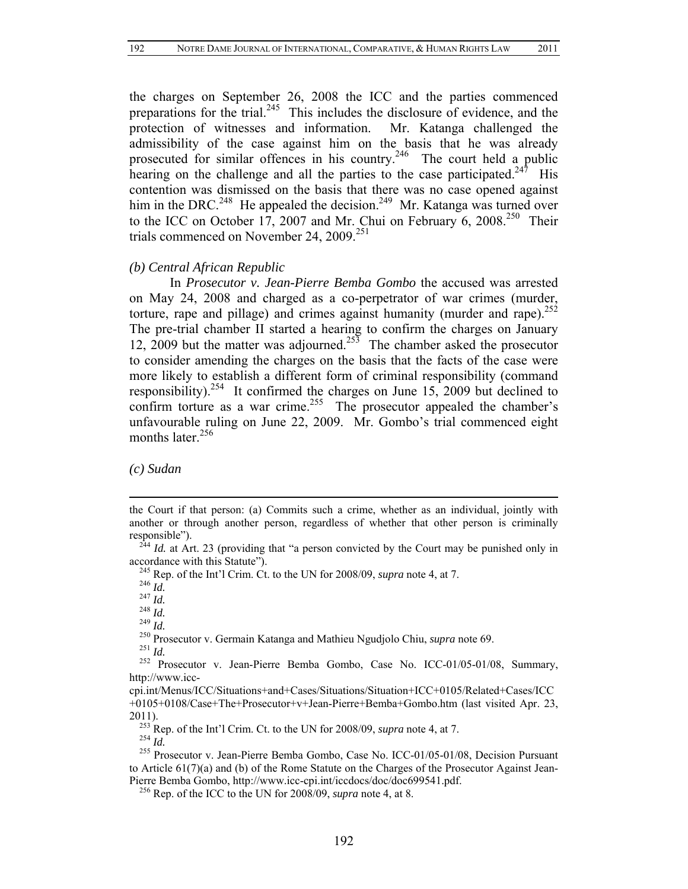the charges on September 26, 2008 the ICC and the parties commenced preparations for the trial.[245] This includes the disclosure of evidence, and the protection of witnesses and information. Mr. Katanga challenged the admissibility of the case against him on the basis that he was already prosecuted for similar offences in his country.[246] The court held a public hearing on the challenge and all the parties to the case participated.[247] His contention was dismissed on the basis that there was no case opened against him in the DRC.[248] He appealed the decision.[249] Mr. Katanga was turned over to the ICC on October 17, 2007 and Mr. Chui on February 6, 2008.[250] Their trials commenced on November 24, 2009.[251]

*(b) Central African Republic*

In *Prosecutor v. Jean-Pierre Bemba Gombo* the accused was arrested on May 24, 2008 and charged as a co-perpetrator of war crimes (murder, torture, rape and pillage) and crimes against humanity (murder and rape).[252] The pre-trial chamber II started a hearing to confirm the charges on January 12, 2009 but the matter was adjourned.[253] The chamber asked the prosecutor to consider amending the charges on the basis that the facts of the case were more likely to establish a different form of criminal responsibility (command responsibility).[254] It confirmed the charges on June 15, 2009 but declined to confirm torture as a war crime.[255] The prosecutor appealed the chamber's unfavourable ruling on June 22, 2009. Mr. Gombo's trial commenced eight months later.[256]

*(c) Sudan*

---

the Court if that person: (a) Commits such a crime, whether as an individual, jointly with another or through another person, regardless of whether that other person is criminally responsible").

[244] *Id.* at Art. 23 (providing that "a person convicted by the Court may be punished only in accordance with this Statute").

[245] Rep. of the Int'l Crim. Ct. to the UN for 2008/09, *supra* note 4, at 7.

[246] *Id.*

[247] *Id.*

[248] *Id.*

[249] *Id.*

[250] Prosecutor v. Germain Katanga and Mathieu Ngudjolo Chiu, *supra* note 69.

[251] *Id.*

[252] Prosecutor v. Jean-Pierre Bemba Gombo, Case No. ICC-01/05-01/08, Summary, http://www.icc-cpi.int/Menus/ICC/Situations+and+Cases/Situations/Situation+ICC+0105/Related+Cases/ICC+0105+0108/Case+The+Prosecutor+v+Jean-Pierre+Bemba+Gombo.htm (last visited Apr. 23, 2011).

[253] Rep. of the Int'l Crim. Ct. to the UN for 2008/09, *supra* note 4, at 7.

[254] *Id.*

[255] Prosecutor v. Jean-Pierre Bemba Gombo, Case No. ICC-01/05-01/08, Decision Pursuant to Article 61(7)(a) and (b) of the Rome Statute on the Charges of the Prosecutor Against Jean-Pierre Bemba Gombo, http://www.icc-cpi.int/iccdocs/doc/doc699541.pdf.

[256] Rep. of the ICC to the UN for 2008/09, *supra* note 4, at 8.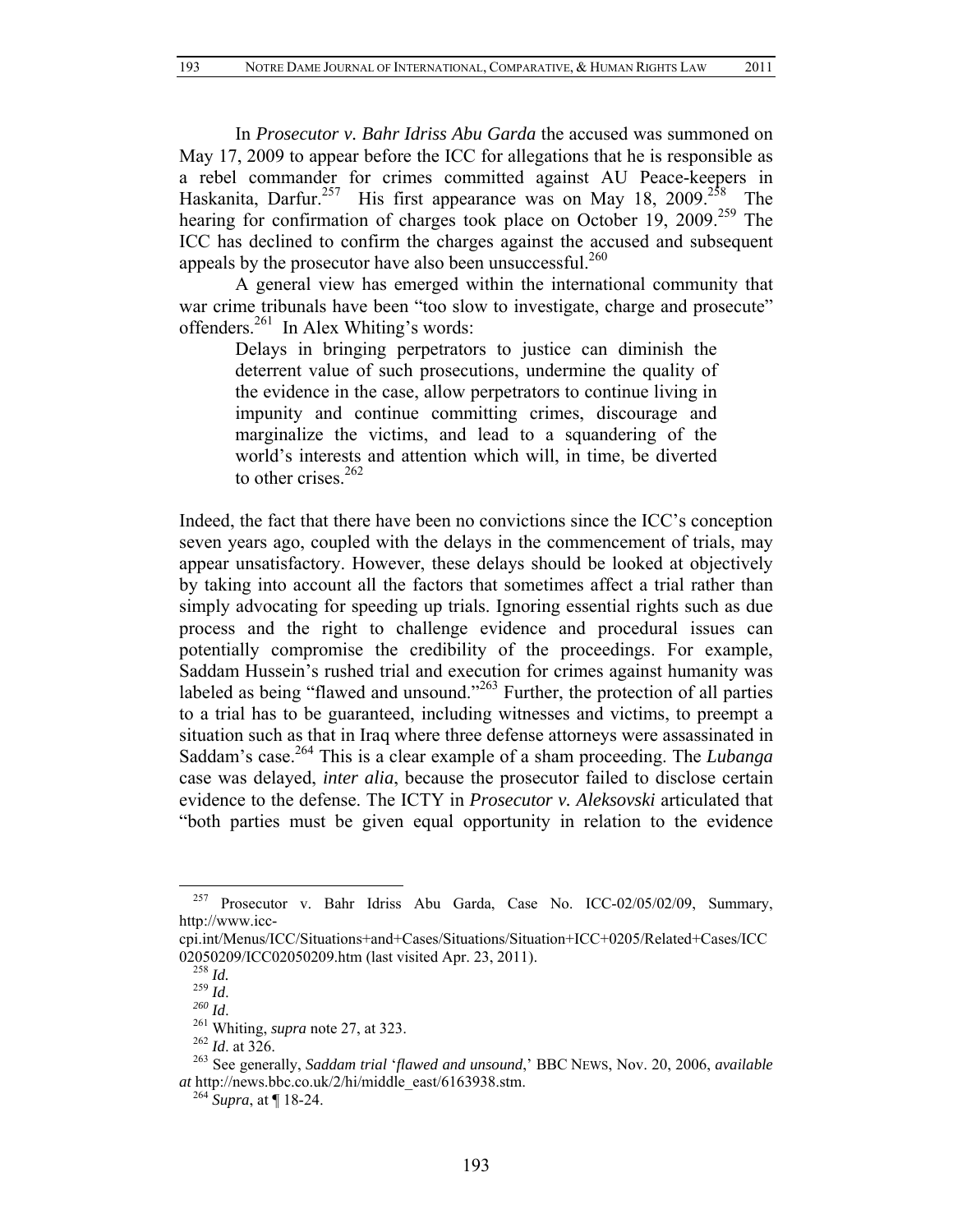In *Prosecutor v. Bahr Idriss Abu Garda* the accused was summoned on May 17, 2009 to appear before the ICC for allegations that he is responsible as a rebel commander for crimes committed against AU Peace-keepers in Haskanita, Darfur.[257] His first appearance was on May 18, 2009.[258] The hearing for confirmation of charges took place on October 19, 2009.[259] The ICC has declined to confirm the charges against the accused and subsequent appeals by the prosecutor have also been unsuccessful.[260]

A general view has emerged within the international community that war crime tribunals have been "too slow to investigate, charge and prosecute" offenders.[261] In Alex Whiting's words:

> Delays in bringing perpetrators to justice can diminish the deterrent value of such prosecutions, undermine the quality of the evidence in the case, allow perpetrators to continue living in impunity and continue committing crimes, discourage and marginalize the victims, and lead to a squandering of the world's interests and attention which will, in time, be diverted to other crises.[262]

Indeed, the fact that there have been no convictions since the ICC's conception seven years ago, coupled with the delays in the commencement of trials, may appear unsatisfactory. However, these delays should be looked at objectively by taking into account all the factors that sometimes affect a trial rather than simply advocating for speeding up trials. Ignoring essential rights such as due process and the right to challenge evidence and procedural issues can potentially compromise the credibility of the proceedings. For example, Saddam Hussein's rushed trial and execution for crimes against humanity was labeled as being "flawed and unsound."[263] Further, the protection of all parties to a trial has to be guaranteed, including witnesses and victims, to preempt a situation such as that in Iraq where three defense attorneys were assassinated in Saddam's case.[264] This is a clear example of a sham proceeding. The *Lubanga* case was delayed, *inter alia*, because the prosecutor failed to disclose certain evidence to the defense. The ICTY in *Prosecutor v. Aleksovski* articulated that "both parties must be given equal opportunity in relation to the evidence

---

[257] Prosecutor v. Bahr Idriss Abu Garda, Case No. ICC-02/05/02/09, Summary, http://www.icc-cpi.int/Menus/ICC/Situations+and+Cases/Situations/Situation+ICC+0205/Related+Cases/ICC02050209/ICC02050209.htm (last visited Apr. 23, 2011).

[258] *Id.*

[259] *Id*.

[260] *Id*.

[261] Whiting, *supra* note 27, at 323.

[262] *Id*. at 326.

[263] See generally, *Saddam trial* '*flawed and unsound*,' BBC NEWS, Nov. 20, 2006, *available at* http://news.bbc.co.uk/2/hi/middle_east/6163938.stm.

[264] *Supra*, at ¶ 18-24.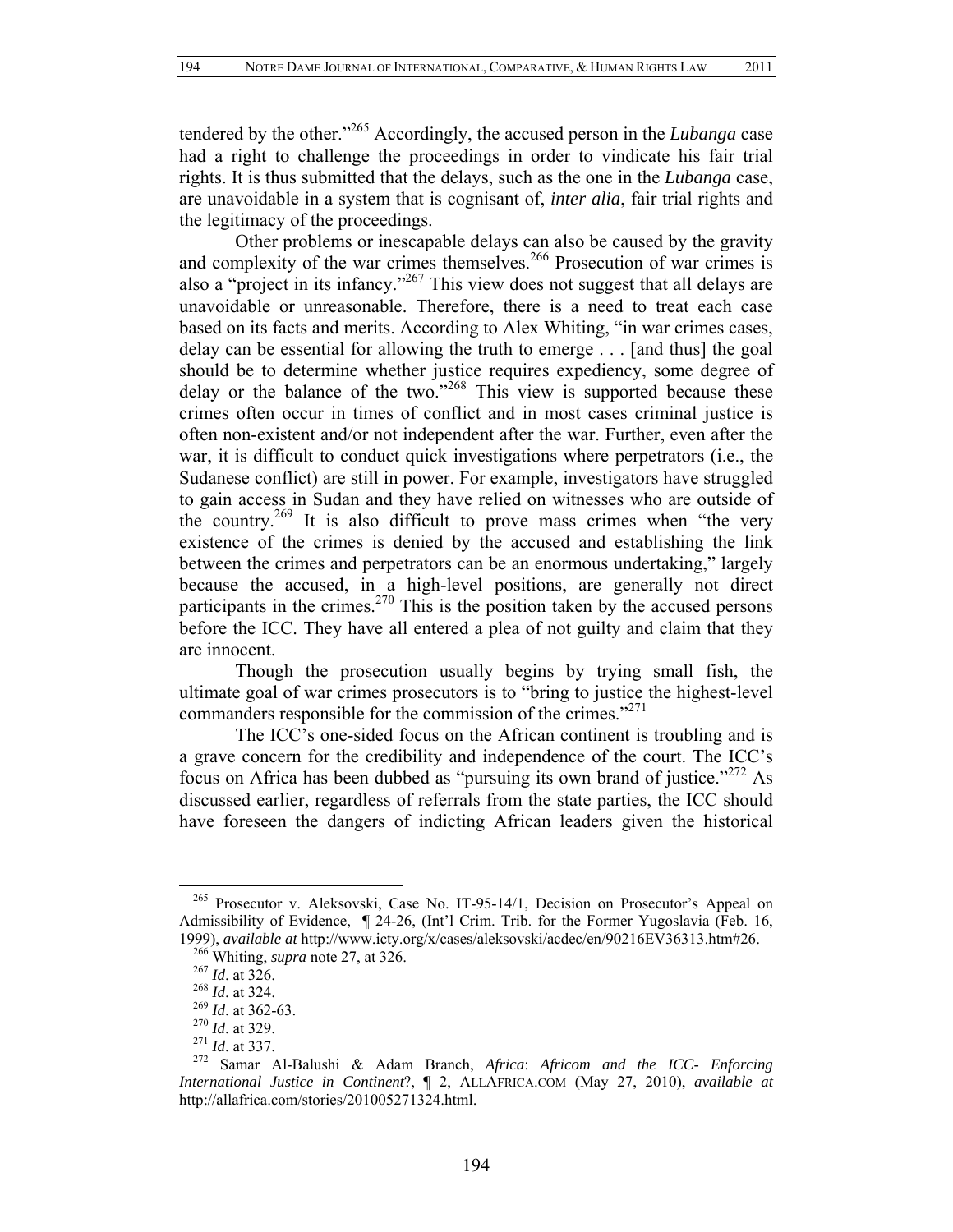tendered by the other."[265] Accordingly, the accused person in the *Lubanga* case had a right to challenge the proceedings in order to vindicate his fair trial rights. It is thus submitted that the delays, such as the one in the *Lubanga* case, are unavoidable in a system that is cognisant of, *inter alia*, fair trial rights and the legitimacy of the proceedings.

Other problems or inescapable delays can also be caused by the gravity and complexity of the war crimes themselves.[266] Prosecution of war crimes is also a "project in its infancy."[267] This view does not suggest that all delays are unavoidable or unreasonable. Therefore, there is a need to treat each case based on its facts and merits. According to Alex Whiting, "in war crimes cases, delay can be essential for allowing the truth to emerge . . . [and thus] the goal should be to determine whether justice requires expediency, some degree of delay or the balance of the two."[268] This view is supported because these crimes often occur in times of conflict and in most cases criminal justice is often non-existent and/or not independent after the war. Further, even after the war, it is difficult to conduct quick investigations where perpetrators (i.e., the Sudanese conflict) are still in power. For example, investigators have struggled to gain access in Sudan and they have relied on witnesses who are outside of the country.[269] It is also difficult to prove mass crimes when "the very existence of the crimes is denied by the accused and establishing the link between the crimes and perpetrators can be an enormous undertaking," largely because the accused, in a high-level positions, are generally not direct participants in the crimes.[270] This is the position taken by the accused persons before the ICC. They have all entered a plea of not guilty and claim that they are innocent.

Though the prosecution usually begins by trying small fish, the ultimate goal of war crimes prosecutors is to "bring to justice the highest-level commanders responsible for the commission of the crimes."[271]

The ICC's one-sided focus on the African continent is troubling and is a grave concern for the credibility and independence of the court. The ICC's focus on Africa has been dubbed as "pursuing its own brand of justice."[272] As discussed earlier, regardless of referrals from the state parties, the ICC should have foreseen the dangers of indicting African leaders given the historical

---

[265] Prosecutor v. Aleksovski, Case No. IT-95-14/1, Decision on Prosecutor's Appeal on Admissibility of Evidence, ¶ 24-26, (Int'l Crim. Trib. for the Former Yugoslavia (Feb. 16, 1999), *available at* http://www.icty.org/x/cases/aleksovski/acdec/en/90216EV36313.htm#26.

[266] Whiting, *supra* note 27, at 326.

[267] *Id*. at 326.

[268] *Id*. at 324.

[269] *Id*. at 362-63.

[270] *Id*. at 329.

[271] *Id*. at 337.

[272] Samar Al-Balushi & Adam Branch, *Africa*: *Africom and the ICC- Enforcing International Justice in Continent*?, ¶ 2, ALLAFRICA.COM (May 27, 2010), *available at* http://allafrica.com/stories/201005271324.html.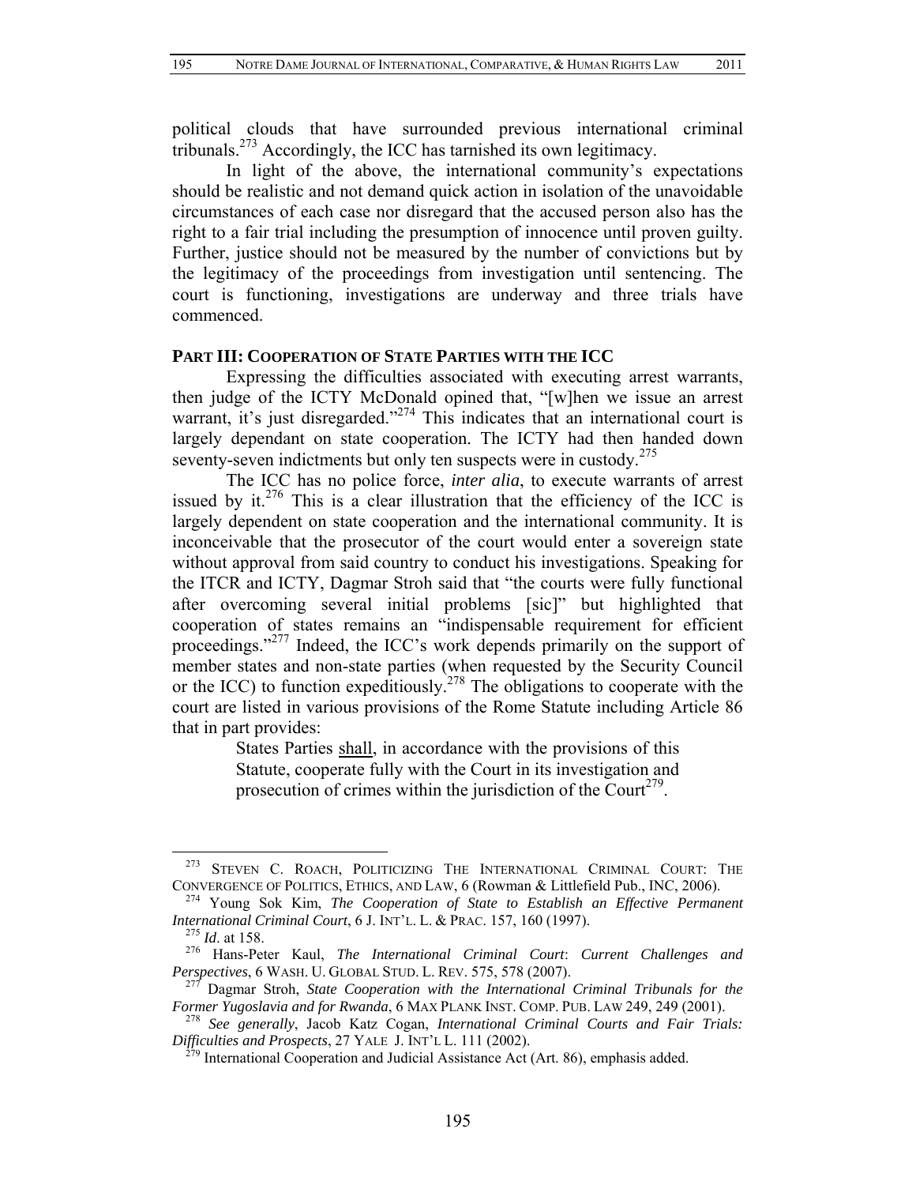political clouds that have surrounded previous international criminal tribunals.[273] Accordingly, the ICC has tarnished its own legitimacy.

In light of the above, the international community's expectations should be realistic and not demand quick action in isolation of the unavoidable circumstances of each case nor disregard that the accused person also has the right to a fair trial including the presumption of innocence until proven guilty. Further, justice should not be measured by the number of convictions but by the legitimacy of the proceedings from investigation until sentencing. The court is functioning, investigations are underway and three trials have commenced.

**PART III: COOPERATION OF STATE PARTIES WITH THE ICC**

Expressing the difficulties associated with executing arrest warrants, then judge of the ICTY McDonald opined that, "[w]hen we issue an arrest warrant, it's just disregarded."[274] This indicates that an international court is largely dependant on state cooperation. The ICTY had then handed down seventy-seven indictments but only ten suspects were in custody.[275]

The ICC has no police force, *inter alia*, to execute warrants of arrest issued by it.[276] This is a clear illustration that the efficiency of the ICC is largely dependent on state cooperation and the international community. It is inconceivable that the prosecutor of the court would enter a sovereign state without approval from said country to conduct his investigations. Speaking for the ITCR and ICTY, Dagmar Stroh said that "the courts were fully functional after overcoming several initial problems [sic]" but highlighted that cooperation of states remains an "indispensable requirement for efficient proceedings."[277] Indeed, the ICC's work depends primarily on the support of member states and non-state parties (when requested by the Security Council or the ICC) to function expeditiously.[278] The obligations to cooperate with the court are listed in various provisions of the Rome Statute including Article 86 that in part provides:

> States Parties <u>shall</u>, in accordance with the provisions of this Statute, cooperate fully with the Court in its investigation and prosecution of crimes within the jurisdiction of the Court[279].

---

[273] STEVEN C. ROACH, POLITICIZING THE INTERNATIONAL CRIMINAL COURT: THE CONVERGENCE OF POLITICS, ETHICS, AND LAW, 6 (Rowman & Littlefield Pub., INC, 2006).

[274] Young Sok Kim, *The Cooperation of State to Establish an Effective Permanent International Criminal Court*, 6 J. INT'L. L. & PRAC. 157, 160 (1997).

[275] *Id*. at 158.

[276] Hans-Peter Kaul, *The International Criminal Court*: *Current Challenges and Perspectives*, 6 WASH. U. GLOBAL STUD. L. REV. 575, 578 (2007).

[277] Dagmar Stroh, *State Cooperation with the International Criminal Tribunals for the Former Yugoslavia and for Rwanda*, 6 MAX PLANK INST. COMP. PUB. LAW 249, 249 (2001).

[278] *See generally*, Jacob Katz Cogan, *International Criminal Courts and Fair Trials: Difficulties and Prospects*, 27 YALE J. INT'L L. 111 (2002).

[279] International Cooperation and Judicial Assistance Act (Art. 86), emphasis added.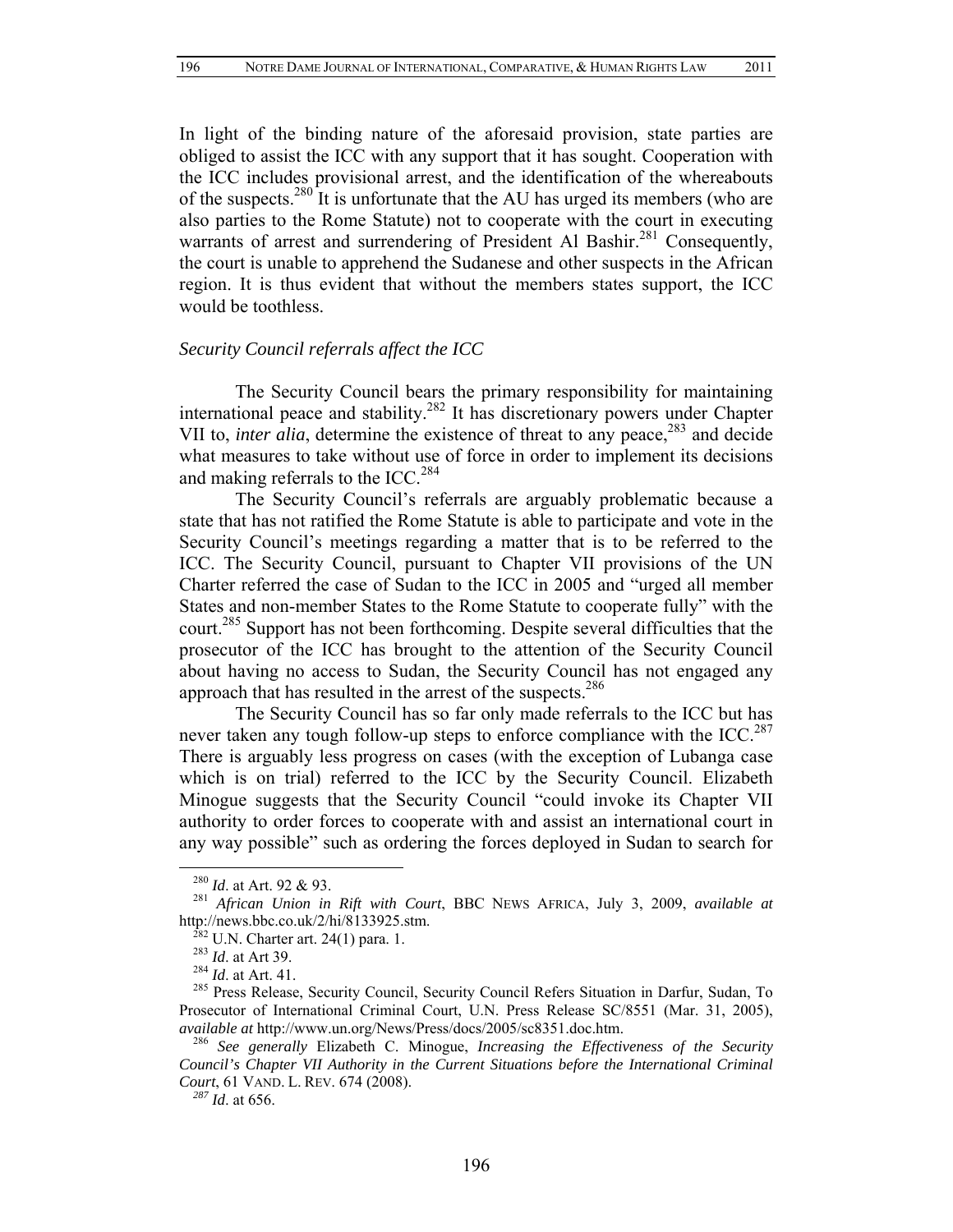In light of the binding nature of the aforesaid provision, state parties are obliged to assist the ICC with any support that it has sought. Cooperation with the ICC includes provisional arrest, and the identification of the whereabouts of the suspects.[280] It is unfortunate that the AU has urged its members (who are also parties to the Rome Statute) not to cooperate with the court in executing warrants of arrest and surrendering of President Al Bashir.[281] Consequently, the court is unable to apprehend the Sudanese and other suspects in the African region. It is thus evident that without the members states support, the ICC would be toothless.

*Security Council referrals affect the ICC*

The Security Council bears the primary responsibility for maintaining international peace and stability.[282] It has discretionary powers under Chapter VII to, *inter alia*, determine the existence of threat to any peace,[283] and decide what measures to take without use of force in order to implement its decisions and making referrals to the ICC.[284]

The Security Council's referrals are arguably problematic because a state that has not ratified the Rome Statute is able to participate and vote in the Security Council's meetings regarding a matter that is to be referred to the ICC. The Security Council, pursuant to Chapter VII provisions of the UN Charter referred the case of Sudan to the ICC in 2005 and "urged all member States and non-member States to the Rome Statute to cooperate fully" with the court.[285] Support has not been forthcoming. Despite several difficulties that the prosecutor of the ICC has brought to the attention of the Security Council about having no access to Sudan, the Security Council has not engaged any approach that has resulted in the arrest of the suspects.[286]

The Security Council has so far only made referrals to the ICC but has never taken any tough follow-up steps to enforce compliance with the ICC.[287] There is arguably less progress on cases (with the exception of Lubanga case which is on trial) referred to the ICC by the Security Council. Elizabeth Minogue suggests that the Security Council "could invoke its Chapter VII authority to order forces to cooperate with and assist an international court in any way possible" such as ordering the forces deployed in Sudan to search for

---

[280] *Id*. at Art. 92 & 93.

[281] *African Union in Rift with Court*, BBC NEWS AFRICA, July 3, 2009, *available at* http://news.bbc.co.uk/2/hi/8133925.stm.

[282] U.N. Charter art. 24(1) para. 1.

[283] *Id*. at Art 39.

[284] *Id*. at Art. 41.

[285] Press Release, Security Council, Security Council Refers Situation in Darfur, Sudan, To Prosecutor of International Criminal Court, U.N. Press Release SC/8551 (Mar. 31, 2005), *available at* http://www.un.org/News/Press/docs/2005/sc8351.doc.htm.

[286] *See generally* Elizabeth C. Minogue, *Increasing the Effectiveness of the Security Council's Chapter VII Authority in the Current Situations before the International Criminal Court*, 61 VAND. L. REV. 674 (2008).

[287] *Id*. at 656.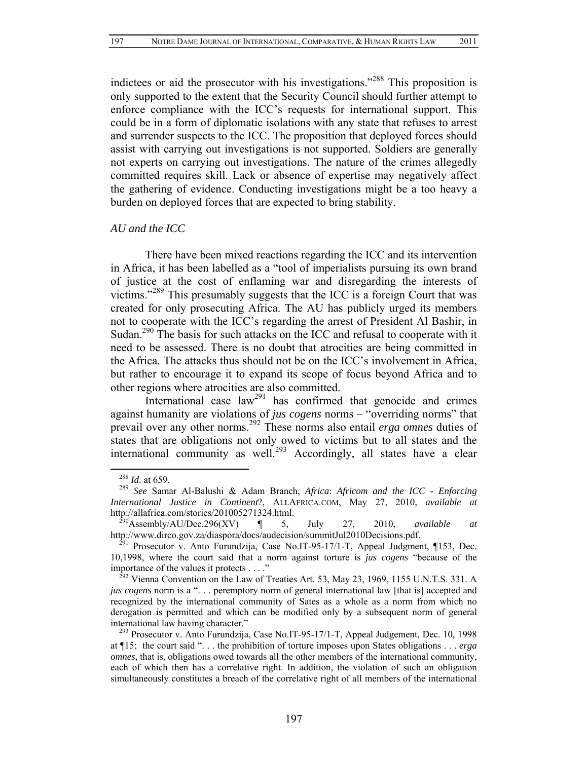indictees or aid the prosecutor with his investigations."[288] This proposition is only supported to the extent that the Security Council should further attempt to enforce compliance with the ICC's requests for international support. This could be in a form of diplomatic isolations with any state that refuses to arrest and surrender suspects to the ICC. The proposition that deployed forces should assist with carrying out investigations is not supported. Soldiers are generally not experts on carrying out investigations. The nature of the crimes allegedly committed requires skill. Lack or absence of expertise may negatively affect the gathering of evidence. Conducting investigations might be a too heavy a burden on deployed forces that are expected to bring stability.

*AU and the ICC*

There have been mixed reactions regarding the ICC and its intervention in Africa, it has been labelled as a "tool of imperialists pursuing its own brand of justice at the cost of enflaming war and disregarding the interests of victims."[289] This presumably suggests that the ICC is a foreign Court that was created for only prosecuting Africa. The AU has publicly urged its members not to cooperate with the ICC's regarding the arrest of President Al Bashir, in Sudan.[290] The basis for such attacks on the ICC and refusal to cooperate with it need to be assessed. There is no doubt that atrocities are being committed in the Africa. The attacks thus should not be on the ICC's involvement in Africa, but rather to encourage it to expand its scope of focus beyond Africa and to other regions where atrocities are also committed.

International case law[291] has confirmed that genocide and crimes against humanity are violations of *jus cogens* norms – "overriding norms" that prevail over any other norms.[292] These norms also entail *erga omnes* duties of states that are obligations not only owed to victims but to all states and the international community as well.[293] Accordingly, all states have a clear

---

[288] *Id*. at 659.

[289] *See* Samar Al-Balushi & Adam Branch, *Africa*: *Africom and the ICC - Enforcing International Justice in Continent*?, ALLAFRICA.COM, May 27, 2010, *available at* http://allafrica.com/stories/201005271324.html.

[290] Assembly/AU/Dec.296(XV) ¶ 5, July 27, 2010, *available at* http://www.dirco.gov.za/diaspora/docs/audecision/summitJul2010Decisions.pdf.

[291] Prosecutor v. Anto Furundzija, Case No.IT-95-17/1-T, Appeal Judgment, ¶153, Dec. 10,1998, where the court said that a norm against torture is *jus cogens* "because of the importance of the values it protects . . . ."

[292] Vienna Convention on the Law of Treaties Art. 53, May 23, 1969, 1155 U.N.T.S. 331. A *jus cogens* norm is a ". . . peremptory norm of general international law [that is] accepted and recognized by the international community of Sates as a whole as a norm from which no derogation is permitted and which can be modified only by a subsequent norm of general international law having character."

[293] Prosecutor v. Anto Furundzija, Case No.IT-95-17/1-T, Appeal Judgement, Dec. 10, 1998 at ¶15; the court said ". . . the prohibition of torture imposes upon States obligations . . . *erga omnes*, that is, obligations owed towards all the other members of the international community, each of which then has a correlative right. In addition, the violation of such an obligation simultaneously constitutes a breach of the correlative right of all members of the international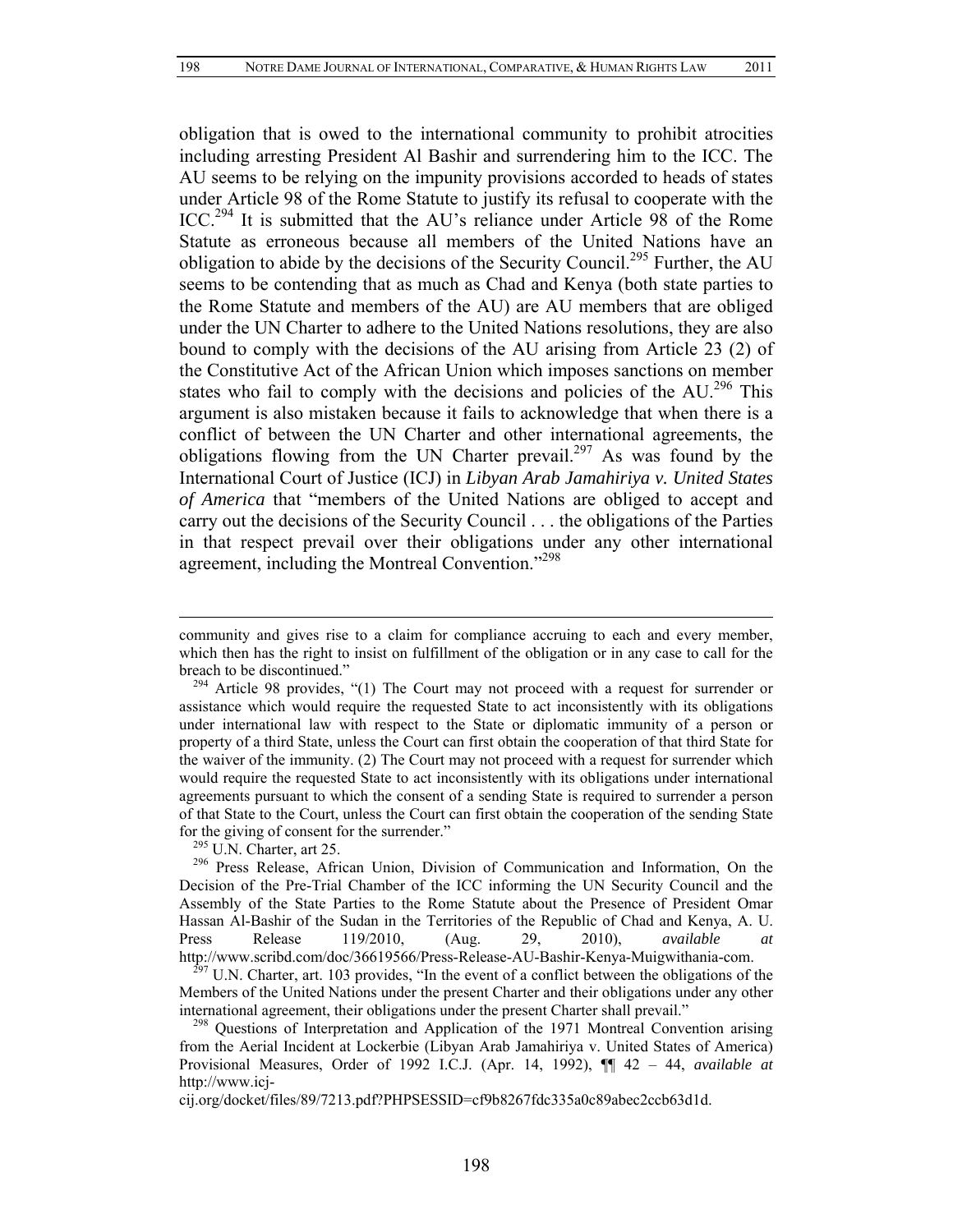obligation that is owed to the international community to prohibit atrocities including arresting President Al Bashir and surrendering him to the ICC. The AU seems to be relying on the impunity provisions accorded to heads of states under Article 98 of the Rome Statute to justify its refusal to cooperate with the ICC.[294] It is submitted that the AU's reliance under Article 98 of the Rome Statute as erroneous because all members of the United Nations have an obligation to abide by the decisions of the Security Council.[295] Further, the AU seems to be contending that as much as Chad and Kenya (both state parties to the Rome Statute and members of the AU) are AU members that are obliged under the UN Charter to adhere to the United Nations resolutions, they are also bound to comply with the decisions of the AU arising from Article 23 (2) of the Constitutive Act of the African Union which imposes sanctions on member states who fail to comply with the decisions and policies of the AU.[296] This argument is also mistaken because it fails to acknowledge that when there is a conflict of between the UN Charter and other international agreements, the obligations flowing from the UN Charter prevail.[297] As was found by the International Court of Justice (ICJ) in *Libyan Arab Jamahiriya v. United States of America* that "members of the United Nations are obliged to accept and carry out the decisions of the Security Council . . . the obligations of the Parties in that respect prevail over their obligations under any other international agreement, including the Montreal Convention."[298]

---

community and gives rise to a claim for compliance accruing to each and every member, which then has the right to insist on fulfillment of the obligation or in any case to call for the breach to be discontinued."

[294] Article 98 provides, "(1) The Court may not proceed with a request for surrender or assistance which would require the requested State to act inconsistently with its obligations under international law with respect to the State or diplomatic immunity of a person or property of a third State, unless the Court can first obtain the cooperation of that third State for the waiver of the immunity. (2) The Court may not proceed with a request for surrender which would require the requested State to act inconsistently with its obligations under international agreements pursuant to which the consent of a sending State is required to surrender a person of that State to the Court, unless the Court can first obtain the cooperation of the sending State for the giving of consent for the surrender."

[295] U.N. Charter, art 25.

[296] Press Release, African Union, Division of Communication and Information, On the Decision of the Pre-Trial Chamber of the ICC informing the UN Security Council and the Assembly of the State Parties to the Rome Statute about the Presence of President Omar Hassan Al-Bashir of the Sudan in the Territories of the Republic of Chad and Kenya, A. U. Press Release 119/2010, (Aug. 29, 2010), *available at* http://www.scribd.com/doc/36619566/Press-Release-AU-Bashir-Kenya-Muigwithania-com.

[297] U.N. Charter, art. 103 provides, "In the event of a conflict between the obligations of the Members of the United Nations under the present Charter and their obligations under any other international agreement, their obligations under the present Charter shall prevail."

[298] Questions of Interpretation and Application of the 1971 Montreal Convention arising from the Aerial Incident at Lockerbie (Libyan Arab Jamahiriya v. United States of America) Provisional Measures, Order of 1992 I.C.J. (Apr. 14, 1992), ¶¶ 42 – 44, *available at* http://www.icj-cij.org/docket/files/89/7213.pdf?PHPSESSID=cf9b8267fdc335a0c89abec2ccb63d1d.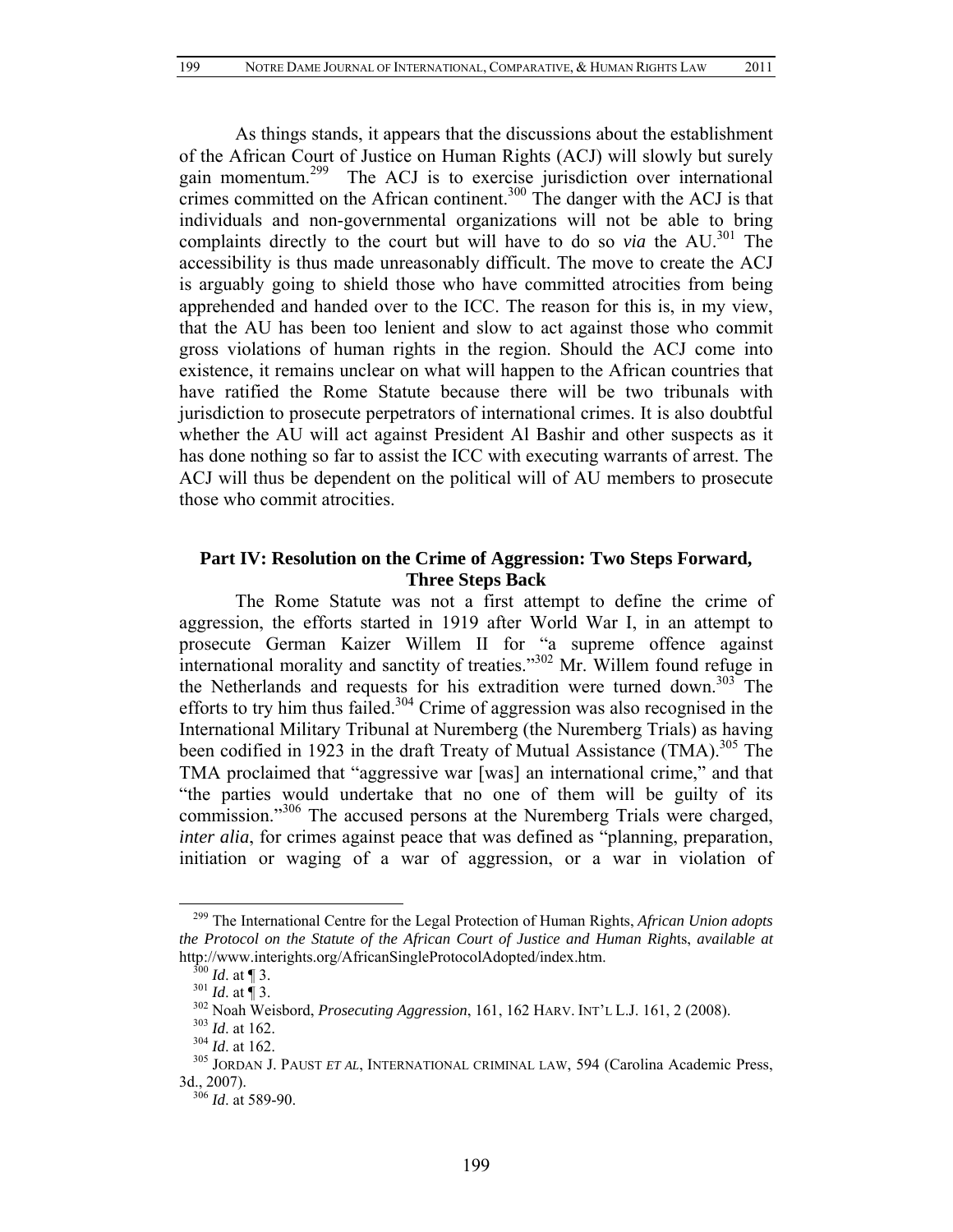As things stands, it appears that the discussions about the establishment of the African Court of Justice on Human Rights (ACJ) will slowly but surely gain momentum.[299] The ACJ is to exercise jurisdiction over international crimes committed on the African continent.[300] The danger with the ACJ is that individuals and non-governmental organizations will not be able to bring complaints directly to the court but will have to do so *via* the AU.[301] The accessibility is thus made unreasonably difficult. The move to create the ACJ is arguably going to shield those who have committed atrocities from being apprehended and handed over to the ICC. The reason for this is, in my view, that the AU has been too lenient and slow to act against those who commit gross violations of human rights in the region. Should the ACJ come into existence, it remains unclear on what will happen to the African countries that have ratified the Rome Statute because there will be two tribunals with jurisdiction to prosecute perpetrators of international crimes. It is also doubtful whether the AU will act against President Al Bashir and other suspects as it has done nothing so far to assist the ICC with executing warrants of arrest. The ACJ will thus be dependent on the political will of AU members to prosecute those who commit atrocities.

## Part IV: Resolution on the Crime of Aggression: Two Steps Forward, Three Steps Back

The Rome Statute was not a first attempt to define the crime of aggression, the efforts started in 1919 after World War I, in an attempt to prosecute German Kaizer Willem II for "a supreme offence against international morality and sanctity of treaties."[302] Mr. Willem found refuge in the Netherlands and requests for his extradition were turned down.[303] The efforts to try him thus failed.[304] Crime of aggression was also recognised in the International Military Tribunal at Nuremberg (the Nuremberg Trials) as having been codified in 1923 in the draft Treaty of Mutual Assistance (TMA).[305] The TMA proclaimed that "aggressive war [was] an international crime," and that "the parties would undertake that no one of them will be guilty of its commission."[306] The accused persons at the Nuremberg Trials were charged, *inter alia*, for crimes against peace that was defined as "planning, preparation, initiation or waging of a war of aggression, or a war in violation of

---

[299] The International Centre for the Legal Protection of Human Rights, *African Union adopts the Protocol on the Statute of the African Court of Justice and Human Rights*, *available at* http://www.interights.org/AfricanSingleProtocolAdopted/index.htm.

[300] *Id*. at ¶ 3.

[301] *Id*. at ¶ 3.

[302] Noah Weisbord, *Prosecuting Aggression*, 161, 162 HARV. INT'L L.J. 161, 2 (2008).

[303] *Id*. at 162.

[304] *Id*. at 162.

[305] JORDAN J. PAUST *ET AL*, INTERNATIONAL CRIMINAL LAW, 594 (Carolina Academic Press, 3d., 2007).

[306] *Id*. at 589-90.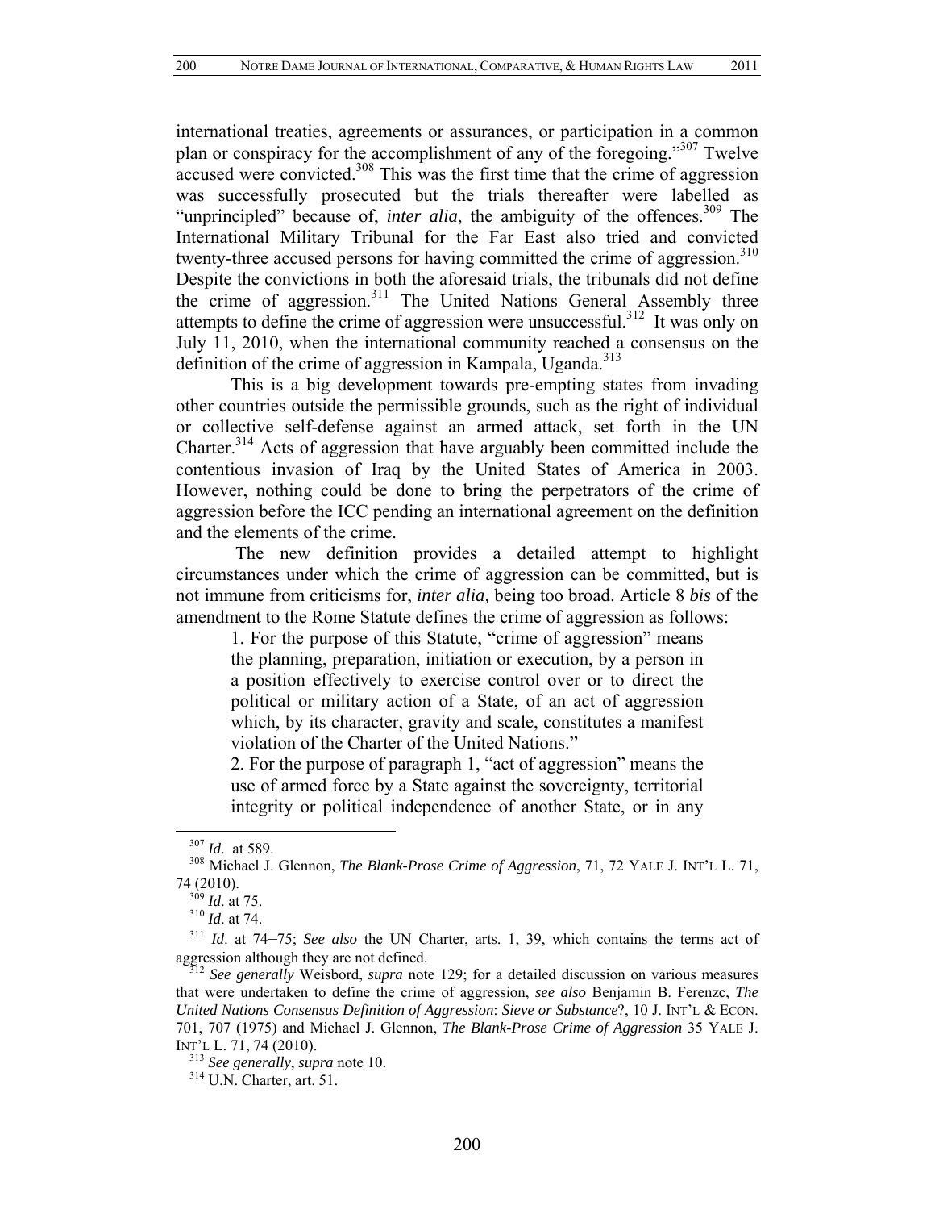international treaties, agreements or assurances, or participation in a common plan or conspiracy for the accomplishment of any of the foregoing."[307] Twelve accused were convicted.[308] This was the first time that the crime of aggression was successfully prosecuted but the trials thereafter were labelled as "unprincipled" because of, *inter alia*, the ambiguity of the offences.[309] The International Military Tribunal for the Far East also tried and convicted twenty-three accused persons for having committed the crime of aggression.[310] Despite the convictions in both the aforesaid trials, the tribunals did not define the crime of aggression.[311] The United Nations General Assembly three attempts to define the crime of aggression were unsuccessful.[312] It was only on July 11, 2010, when the international community reached a consensus on the definition of the crime of aggression in Kampala, Uganda.[313]

This is a big development towards pre-empting states from invading other countries outside the permissible grounds, such as the right of individual or collective self-defense against an armed attack, set forth in the UN Charter.[314] Acts of aggression that have arguably been committed include the contentious invasion of Iraq by the United States of America in 2003. However, nothing could be done to bring the perpetrators of the crime of aggression before the ICC pending an international agreement on the definition and the elements of the crime.

The new definition provides a detailed attempt to highlight circumstances under which the crime of aggression can be committed, but is not immune from criticisms for, *inter alia,* being too broad. Article 8 *bis* of the amendment to the Rome Statute defines the crime of aggression as follows:

> 1. For the purpose of this Statute, "crime of aggression" means the planning, preparation, initiation or execution, by a person in a position effectively to exercise control over or to direct the political or military action of a State, of an act of aggression which, by its character, gravity and scale, constitutes a manifest violation of the Charter of the United Nations."
>
> 2. For the purpose of paragraph 1, "act of aggression" means the use of armed force by a State against the sovereignty, territorial integrity or political independence of another State, or in any

---

[307] *Id*. at 589.

[308] Michael J. Glennon, *The Blank-Prose Crime of Aggression*, 71, 72 YALE J. INT'L L. 71, 74 (2010).

[309] *Id*. at 75.

[310] *Id*. at 74.

[311] *Id*. at 74–75; *See also* the UN Charter, arts. 1, 39, which contains the terms act of aggression although they are not defined.

[312] *See generally* Weisbord, *supra* note 129; for a detailed discussion on various measures that were undertaken to define the crime of aggression, *see also* Benjamin B. Ferenzc, *The United Nations Consensus Definition of Aggression*: *Sieve or Substance*?, 10 J. INT'L & ECON. 701, 707 (1975) and Michael J. Glennon, *The Blank-Prose Crime of Aggression* 35 YALE J. INT'L L. 71, 74 (2010).

[313] *See generally*, *supra* note 10.

[314] U.N. Charter, art. 51.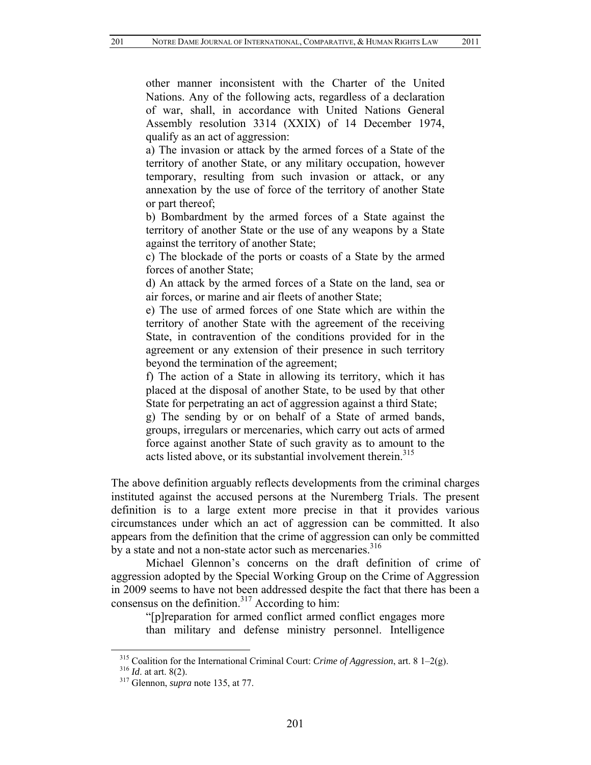> other manner inconsistent with the Charter of the United Nations. Any of the following acts, regardless of a declaration of war, shall, in accordance with United Nations General Assembly resolution 3314 (XXIX) of 14 December 1974, qualify as an act of aggression:
>
> a) The invasion or attack by the armed forces of a State of the territory of another State, or any military occupation, however temporary, resulting from such invasion or attack, or any annexation by the use of force of the territory of another State or part thereof;
>
> b) Bombardment by the armed forces of a State against the territory of another State or the use of any weapons by a State against the territory of another State;
>
> c) The blockade of the ports or coasts of a State by the armed forces of another State;
>
> d) An attack by the armed forces of a State on the land, sea or air forces, or marine and air fleets of another State;
>
> e) The use of armed forces of one State which are within the territory of another State with the agreement of the receiving State, in contravention of the conditions provided for in the agreement or any extension of their presence in such territory beyond the termination of the agreement;
>
> f) The action of a State in allowing its territory, which it has placed at the disposal of another State, to be used by that other State for perpetrating an act of aggression against a third State;
>
> g) The sending by or on behalf of a State of armed bands, groups, irregulars or mercenaries, which carry out acts of armed force against another State of such gravity as to amount to the acts listed above, or its substantial involvement therein.[315]

The above definition arguably reflects developments from the criminal charges instituted against the accused persons at the Nuremberg Trials. The present definition is to a large extent more precise in that it provides various circumstances under which an act of aggression can be committed. It also appears from the definition that the crime of aggression can only be committed by a state and not a non-state actor such as mercenaries.[316]

Michael Glennon's concerns on the draft definition of crime of aggression adopted by the Special Working Group on the Crime of Aggression in 2009 seems to have not been addressed despite the fact that there has been a consensus on the definition.[317] According to him:

> "[p]reparation for armed conflict armed conflict engages more than military and defense ministry personnel. Intelligence

[315] Coalition for the International Criminal Court: *Crime of Aggression*, art. 8 1–2(g).

[316] *Id*. at art. 8(2).

[317] Glennon, *supra* note 135, at 77.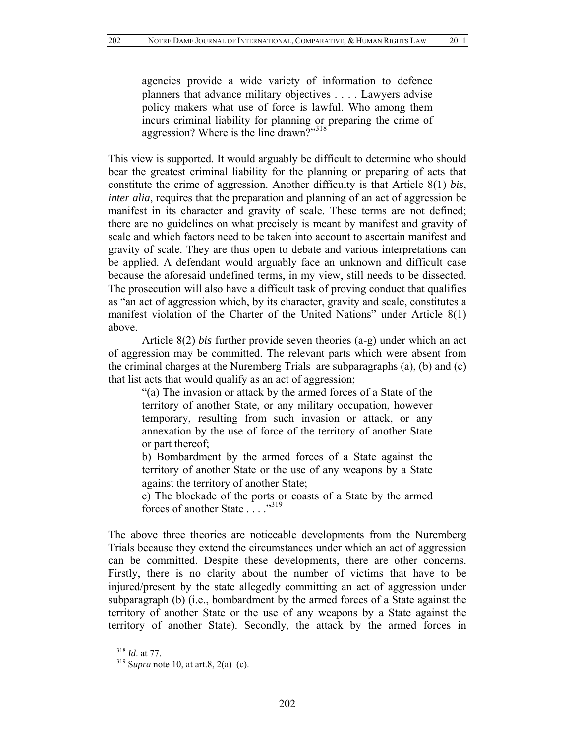> agencies provide a wide variety of information to defence planners that advance military objectives . . . . Lawyers advise policy makers what use of force is lawful. Who among them incurs criminal liability for planning or preparing the crime of aggression? Where is the line drawn?"[318]

This view is supported. It would arguably be difficult to determine who should bear the greatest criminal liability for the planning or preparing of acts that constitute the crime of aggression. Another difficulty is that Article 8(1) *bis*, *inter alia*, requires that the preparation and planning of an act of aggression be manifest in its character and gravity of scale. These terms are not defined; there are no guidelines on what precisely is meant by manifest and gravity of scale and which factors need to be taken into account to ascertain manifest and gravity of scale. They are thus open to debate and various interpretations can be applied. A defendant would arguably face an unknown and difficult case because the aforesaid undefined terms, in my view, still needs to be dissected. The prosecution will also have a difficult task of proving conduct that qualifies as "an act of aggression which, by its character, gravity and scale, constitutes a manifest violation of the Charter of the United Nations" under Article 8(1) above.

Article 8(2) *bis* further provide seven theories (a-g) under which an act of aggression may be committed. The relevant parts which were absent from the criminal charges at the Nuremberg Trials are subparagraphs (a), (b) and (c) that list acts that would qualify as an act of aggression;

> "(a) The invasion or attack by the armed forces of a State of the territory of another State, or any military occupation, however temporary, resulting from such invasion or attack, or any annexation by the use of force of the territory of another State or part thereof;
>
> b) Bombardment by the armed forces of a State against the territory of another State or the use of any weapons by a State against the territory of another State;
>
> c) The blockade of the ports or coasts of a State by the armed forces of another State . . . ."[319]

The above three theories are noticeable developments from the Nuremberg Trials because they extend the circumstances under which an act of aggression can be committed. Despite these developments, there are other concerns. Firstly, there is no clarity about the number of victims that have to be injured/present by the state allegedly committing an act of aggression under subparagraph (b) (i.e., bombardment by the armed forces of a State against the territory of another State or the use of any weapons by a State against the territory of another State). Secondly, the attack by the armed forces in

---

[318] *Id*. at 77.

[319] S*upra* note 10, at art.8, 2(a)–(c).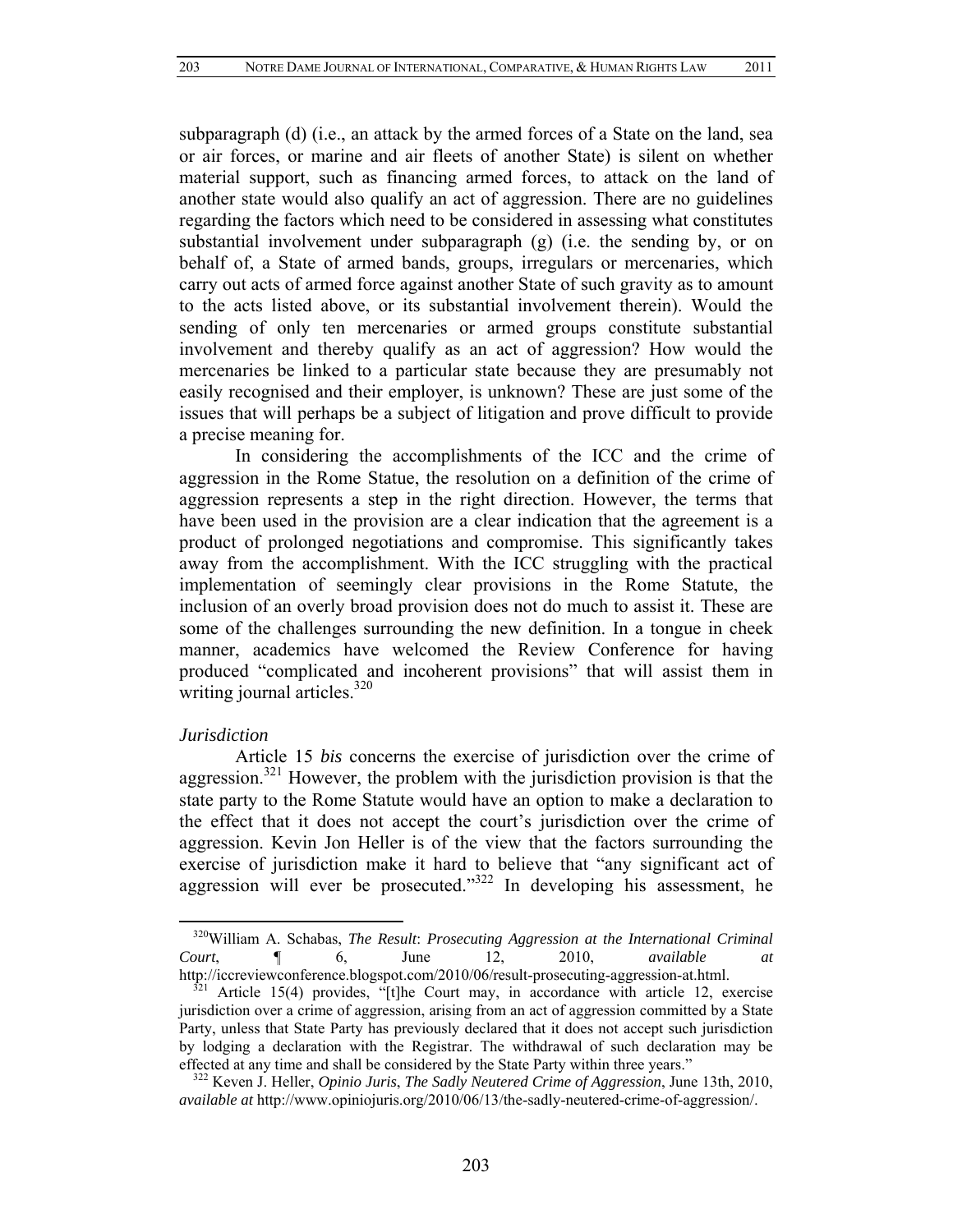subparagraph (d) (i.e., an attack by the armed forces of a State on the land, sea or air forces, or marine and air fleets of another State) is silent on whether material support, such as financing armed forces, to attack on the land of another state would also qualify an act of aggression. There are no guidelines regarding the factors which need to be considered in assessing what constitutes substantial involvement under subparagraph (g) (i.e. the sending by, or on behalf of, a State of armed bands, groups, irregulars or mercenaries, which carry out acts of armed force against another State of such gravity as to amount to the acts listed above, or its substantial involvement therein). Would the sending of only ten mercenaries or armed groups constitute substantial involvement and thereby qualify as an act of aggression? How would the mercenaries be linked to a particular state because they are presumably not easily recognised and their employer, is unknown? These are just some of the issues that will perhaps be a subject of litigation and prove difficult to provide a precise meaning for.

In considering the accomplishments of the ICC and the crime of aggression in the Rome Statue, the resolution on a definition of the crime of aggression represents a step in the right direction. However, the terms that have been used in the provision are a clear indication that the agreement is a product of prolonged negotiations and compromise. This significantly takes away from the accomplishment. With the ICC struggling with the practical implementation of seemingly clear provisions in the Rome Statute, the inclusion of an overly broad provision does not do much to assist it. These are some of the challenges surrounding the new definition. In a tongue in cheek manner, academics have welcomed the Review Conference for having produced "complicated and incoherent provisions" that will assist them in writing journal articles.[320]

*Jurisdiction*

Article 15 *bis* concerns the exercise of jurisdiction over the crime of aggression.[321] However, the problem with the jurisdiction provision is that the state party to the Rome Statute would have an option to make a declaration to the effect that it does not accept the court's jurisdiction over the crime of aggression. Kevin Jon Heller is of the view that the factors surrounding the exercise of jurisdiction make it hard to believe that "any significant act of aggression will ever be prosecuted."[322] In developing his assessment, he

---

[320] William A. Schabas, *The Result*: *Prosecuting Aggression at the International Criminal Court*, ¶ 6, June 12, 2010, *available at* http://iccreviewconference.blogspot.com/2010/06/result-prosecuting-aggression-at.html.

[321] Article 15(4) provides, "[t]he Court may, in accordance with article 12, exercise jurisdiction over a crime of aggression, arising from an act of aggression committed by a State Party, unless that State Party has previously declared that it does not accept such jurisdiction by lodging a declaration with the Registrar. The withdrawal of such declaration may be effected at any time and shall be considered by the State Party within three years."

[322] Keven J. Heller, *Opinio Juris*, *The Sadly Neutered Crime of Aggression*, June 13th, 2010, *available at* http://www.opiniojuris.org/2010/06/13/the-sadly-neutered-crime-of-aggression/.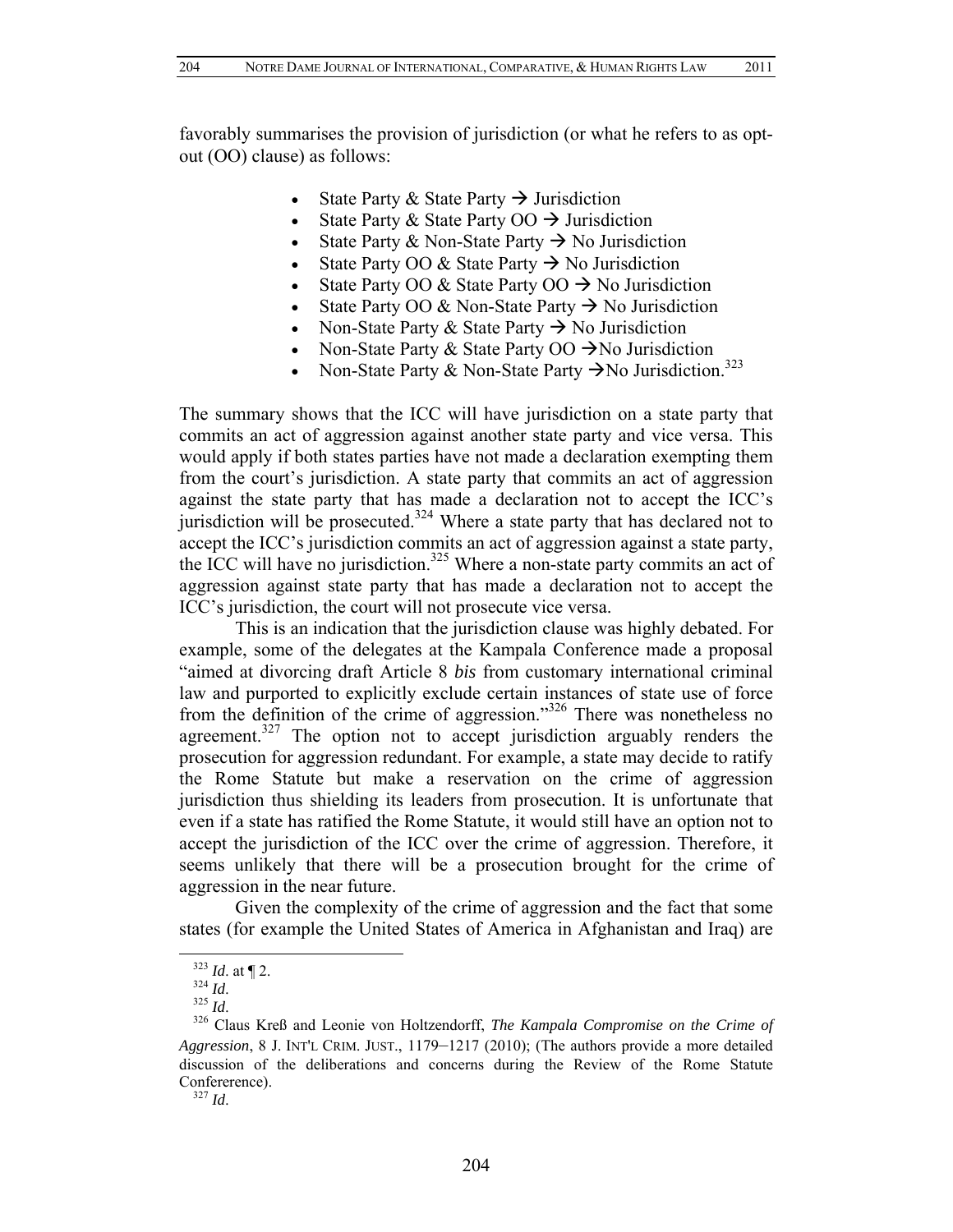favorably summarises the provision of jurisdiction (or what he refers to as opt-out (OO) clause) as follows:

- State Party & State Party → Jurisdiction
- State Party & State Party OO → Jurisdiction
- State Party & Non-State Party → No Jurisdiction
- State Party OO & State Party → No Jurisdiction
- State Party OO & State Party OO → No Jurisdiction
- State Party OO & Non-State Party → No Jurisdiction
- Non-State Party & State Party → No Jurisdiction
- Non-State Party & State Party OO →No Jurisdiction
- Non-State Party & Non-State Party →No Jurisdiction.[323]

The summary shows that the ICC will have jurisdiction on a state party that commits an act of aggression against another state party and vice versa. This would apply if both states parties have not made a declaration exempting them from the court's jurisdiction. A state party that commits an act of aggression against the state party that has made a declaration not to accept the ICC's jurisdiction will be prosecuted.[324] Where a state party that has declared not to accept the ICC's jurisdiction commits an act of aggression against a state party, the ICC will have no jurisdiction.[325] Where a non-state party commits an act of aggression against state party that has made a declaration not to accept the ICC's jurisdiction, the court will not prosecute vice versa.

This is an indication that the jurisdiction clause was highly debated. For example, some of the delegates at the Kampala Conference made a proposal "aimed at divorcing draft Article 8 *bis* from customary international criminal law and purported to explicitly exclude certain instances of state use of force from the definition of the crime of aggression."[326] There was nonetheless no agreement.[327] The option not to accept jurisdiction arguably renders the prosecution for aggression redundant. For example, a state may decide to ratify the Rome Statute but make a reservation on the crime of aggression jurisdiction thus shielding its leaders from prosecution. It is unfortunate that even if a state has ratified the Rome Statute, it would still have an option not to accept the jurisdiction of the ICC over the crime of aggression. Therefore, it seems unlikely that there will be a prosecution brought for the crime of aggression in the near future.

Given the complexity of the crime of aggression and the fact that some states (for example the United States of America in Afghanistan and Iraq) are

---

[323] *Id*. at ¶ 2.

[324] *Id*.

[325] *Id*.

[326] Claus Kreß and Leonie von Holtzendorff, *The Kampala Compromise on the Crime of Aggression*, 8 J. INT'L CRIM. JUST., 1179–1217 (2010); (The authors provide a more detailed discussion of the deliberations and concerns during the Review of the Rome Statute Confererence).

[327] *Id*.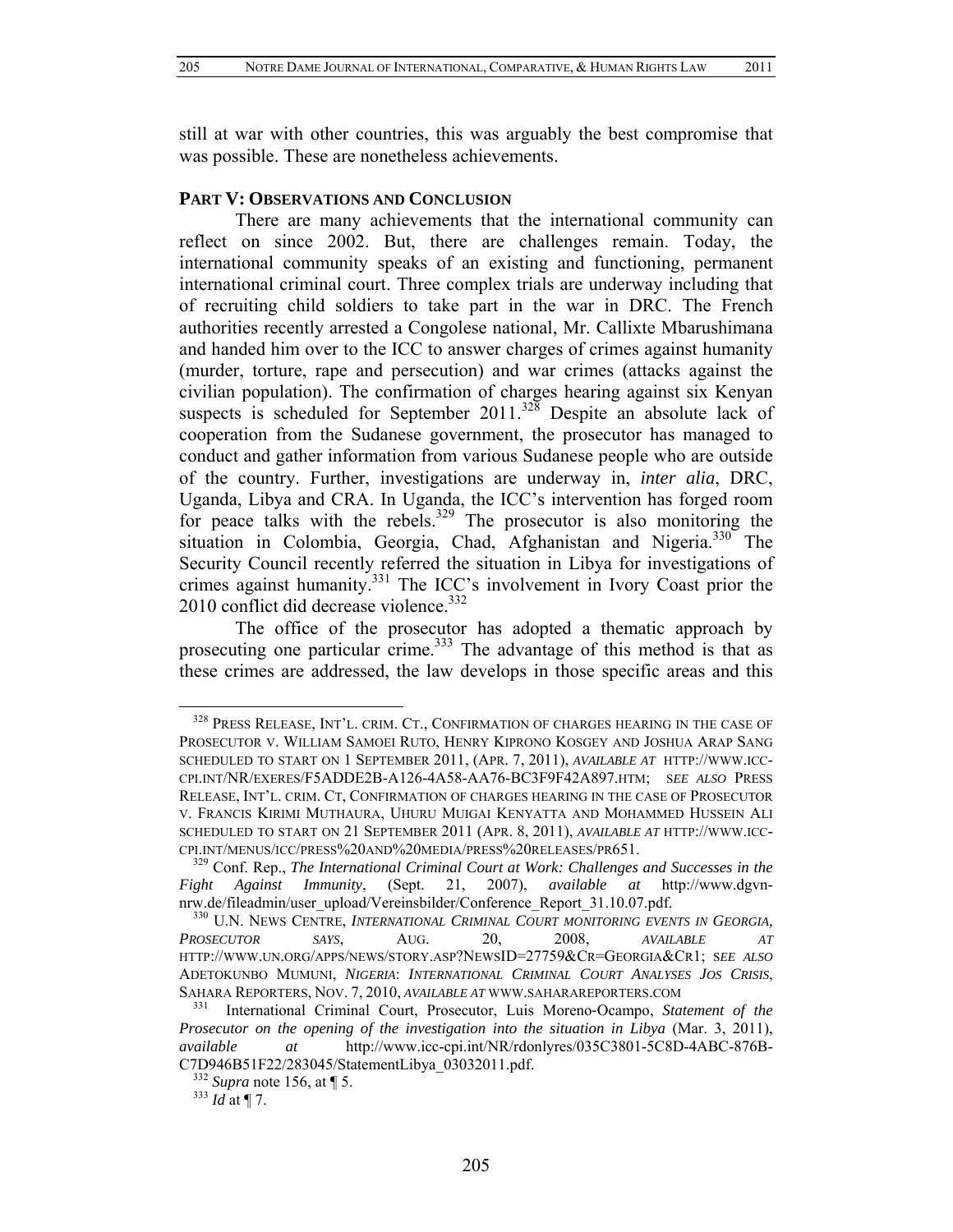still at war with other countries, this was arguably the best compromise that was possible. These are nonetheless achievements.

**PART V: OBSERVATIONS AND CONCLUSION**

There are many achievements that the international community can reflect on since 2002. But, there are challenges remain. Today, the international community speaks of an existing and functioning, permanent international criminal court. Three complex trials are underway including that of recruiting child soldiers to take part in the war in DRC. The French authorities recently arrested a Congolese national, Mr. Callixte Mbarushimana and handed him over to the ICC to answer charges of crimes against humanity (murder, torture, rape and persecution) and war crimes (attacks against the civilian population). The confirmation of charges hearing against six Kenyan suspects is scheduled for September 2011.[328] Despite an absolute lack of cooperation from the Sudanese government, the prosecutor has managed to conduct and gather information from various Sudanese people who are outside of the country. Further, investigations are underway in, *inter alia*, DRC, Uganda, Libya and CRA. In Uganda, the ICC's intervention has forged room for peace talks with the rebels.[329] The prosecutor is also monitoring the situation in Colombia, Georgia, Chad, Afghanistan and Nigeria.[330] The Security Council recently referred the situation in Libya for investigations of crimes against humanity.[331] The ICC's involvement in Ivory Coast prior the 2010 conflict did decrease violence.[332]

The office of the prosecutor has adopted a thematic approach by prosecuting one particular crime.[333] The advantage of this method is that as these crimes are addressed, the law develops in those specific areas and this

---

[328] PRESS RELEASE, INT'L. CRIM. CT., CONFIRMATION OF CHARGES HEARING IN THE CASE OF PROSECUTOR V. WILLIAM SAMOEI RUTO, HENRY KIPRONO KOSGEY AND JOSHUA ARAP SANG SCHEDULED TO START ON 1 SEPTEMBER 2011, (APR. 7, 2011), *AVAILABLE AT* HTTP://WWW.ICC-CPI.INT/NR/EXERES/F5ADDE2B-A126-4A58-AA76-BC3F9F42A897.HTM; *SEE ALSO* PRESS RELEASE, INT'L. CRIM. CT, CONFIRMATION OF CHARGES HEARING IN THE CASE OF PROSECUTOR V. FRANCIS KIRIMI MUTHAURA, UHURU MUIGAI KENYATTA AND MOHAMMED HUSSEIN ALI SCHEDULED TO START ON 21 SEPTEMBER 2011 (APR. 8, 2011), *AVAILABLE AT* HTTP://WWW.ICC-CPI.INT/MENUS/ICC/PRESS%20AND%20MEDIA/PRESS%20RELEASES/PR651.

[329] Conf. Rep., *The International Criminal Court at Work: Challenges and Successes in the Fight Against Immunity*, (Sept. 21, 2007), *available at* http://www.dgvn-nrw.de/fileadmin/user_upload/Vereinsbilder/Conference_Report_31.10.07.pdf.

[330] U.N. NEWS CENTRE, *INTERNATIONAL CRIMINAL COURT MONITORING EVENTS IN GEORGIA, PROSECUTOR SAYS*, AUG. 20, 2008, *AVAILABLE AT* HTTP://WWW.UN.ORG/APPS/NEWS/STORY.ASP?NEWSID=27759&CR=GEORGIA&CR1; *SEE ALSO* ADETOKUNBO MUMUNI, *NIGERIA*: *INTERNATIONAL CRIMINAL COURT ANALYSES JOS CRISIS*, SAHARA REPORTERS, NOV. 7, 2010, *AVAILABLE AT* WWW.SAHARAREPORTERS.COM

[331] International Criminal Court, Prosecutor, Luis Moreno-Ocampo, *Statement of the Prosecutor on the opening of the investigation into the situation in Libya* (Mar. 3, 2011), *available at* http://www.icc-cpi.int/NR/rdonlyres/035C3801-5C8D-4ABC-876B-C7D946B51F22/283045/StatementLibya_03032011.pdf.

[332] *Supra* note 156, at ¶ 5.

[333] *Id* at ¶ 7.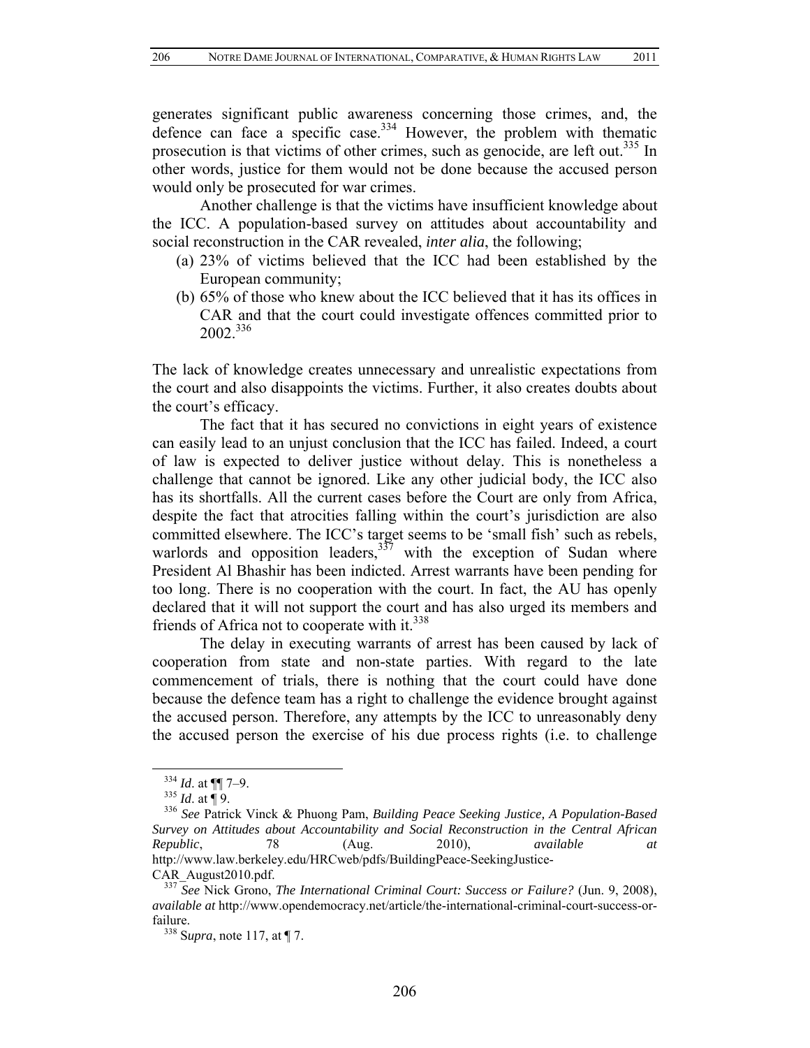generates significant public awareness concerning those crimes, and, the defence can face a specific case.[334] However, the problem with thematic prosecution is that victims of other crimes, such as genocide, are left out.[335] In other words, justice for them would not be done because the accused person would only be prosecuted for war crimes.

Another challenge is that the victims have insufficient knowledge about the ICC. A population-based survey on attitudes about accountability and social reconstruction in the CAR revealed, *inter alia*, the following;

(a) 23% of victims believed that the ICC had been established by the European community;
(b) 65% of those who knew about the ICC believed that it has its offices in CAR and that the court could investigate offences committed prior to 2002.[336]

The lack of knowledge creates unnecessary and unrealistic expectations from the court and also disappoints the victims. Further, it also creates doubts about the court's efficacy.

The fact that it has secured no convictions in eight years of existence can easily lead to an unjust conclusion that the ICC has failed. Indeed, a court of law is expected to deliver justice without delay. This is nonetheless a challenge that cannot be ignored. Like any other judicial body, the ICC also has its shortfalls. All the current cases before the Court are only from Africa, despite the fact that atrocities falling within the court's jurisdiction are also committed elsewhere. The ICC's target seems to be 'small fish' such as rebels, warlords and opposition leaders,[337] with the exception of Sudan where President Al Bhashir has been indicted. Arrest warrants have been pending for too long. There is no cooperation with the court. In fact, the AU has openly declared that it will not support the court and has also urged its members and friends of Africa not to cooperate with it.[338]

The delay in executing warrants of arrest has been caused by lack of cooperation from state and non-state parties. With regard to the late commencement of trials, there is nothing that the court could have done because the defence team has a right to challenge the evidence brought against the accused person. Therefore, any attempts by the ICC to unreasonably deny the accused person the exercise of his due process rights (i.e. to challenge

---

[334] *Id*. at ¶¶ 7–9.

[335] *Id*. at ¶ 9.

[336] *See* Patrick Vinck & Phuong Pam, *Building Peace Seeking Justice, A Population-Based Survey on Attitudes about Accountability and Social Reconstruction in the Central African Republic*, 78 (Aug. 2010), *available at* http://www.law.berkeley.edu/HRCweb/pdfs/BuildingPeace-SeekingJustice-CAR_August2010.pdf.

[337] *See* Nick Grono, *The International Criminal Court: Success or Failure?* (Jun. 9, 2008), *available at* http://www.opendemocracy.net/article/the-international-criminal-court-success-or-failure.

[338] S*upra*, note 117, at ¶ 7.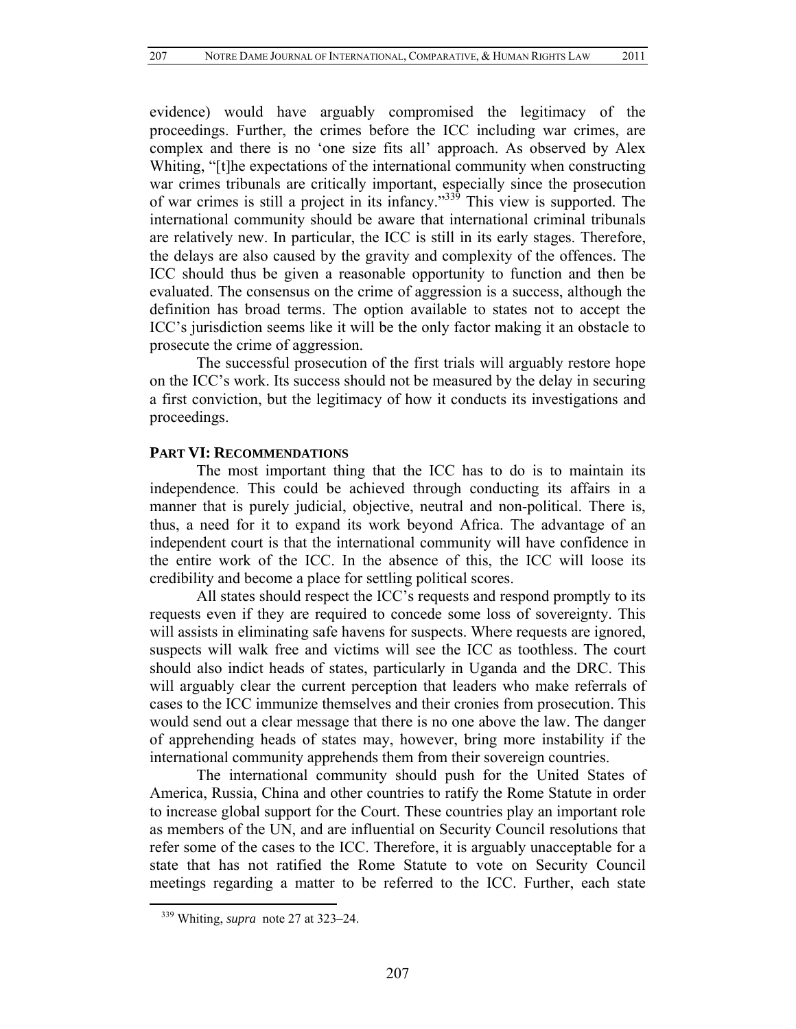evidence) would have arguably compromised the legitimacy of the proceedings. Further, the crimes before the ICC including war crimes, are complex and there is no 'one size fits all' approach. As observed by Alex Whiting, "[t]he expectations of the international community when constructing war crimes tribunals are critically important, especially since the prosecution of war crimes is still a project in its infancy."[339] This view is supported. The international community should be aware that international criminal tribunals are relatively new. In particular, the ICC is still in its early stages. Therefore, the delays are also caused by the gravity and complexity of the offences. The ICC should thus be given a reasonable opportunity to function and then be evaluated. The consensus on the crime of aggression is a success, although the definition has broad terms. The option available to states not to accept the ICC's jurisdiction seems like it will be the only factor making it an obstacle to prosecute the crime of aggression.

The successful prosecution of the first trials will arguably restore hope on the ICC's work. Its success should not be measured by the delay in securing a first conviction, but the legitimacy of how it conducts its investigations and proceedings.

## PART VI: RECOMMENDATIONS

The most important thing that the ICC has to do is to maintain its independence. This could be achieved through conducting its affairs in a manner that is purely judicial, objective, neutral and non-political. There is, thus, a need for it to expand its work beyond Africa. The advantage of an independent court is that the international community will have confidence in the entire work of the ICC. In the absence of this, the ICC will loose its credibility and become a place for settling political scores.

All states should respect the ICC's requests and respond promptly to its requests even if they are required to concede some loss of sovereignty. This will assists in eliminating safe havens for suspects. Where requests are ignored, suspects will walk free and victims will see the ICC as toothless. The court should also indict heads of states, particularly in Uganda and the DRC. This will arguably clear the current perception that leaders who make referrals of cases to the ICC immunize themselves and their cronies from prosecution. This would send out a clear message that there is no one above the law. The danger of apprehending heads of states may, however, bring more instability if the international community apprehends them from their sovereign countries.

The international community should push for the United States of America, Russia, China and other countries to ratify the Rome Statute in order to increase global support for the Court. These countries play an important role as members of the UN, and are influential on Security Council resolutions that refer some of the cases to the ICC. Therefore, it is arguably unacceptable for a state that has not ratified the Rome Statute to vote on Security Council meetings regarding a matter to be referred to the ICC. Further, each state

---

[339] Whiting, *supra* note 27 at 323–24.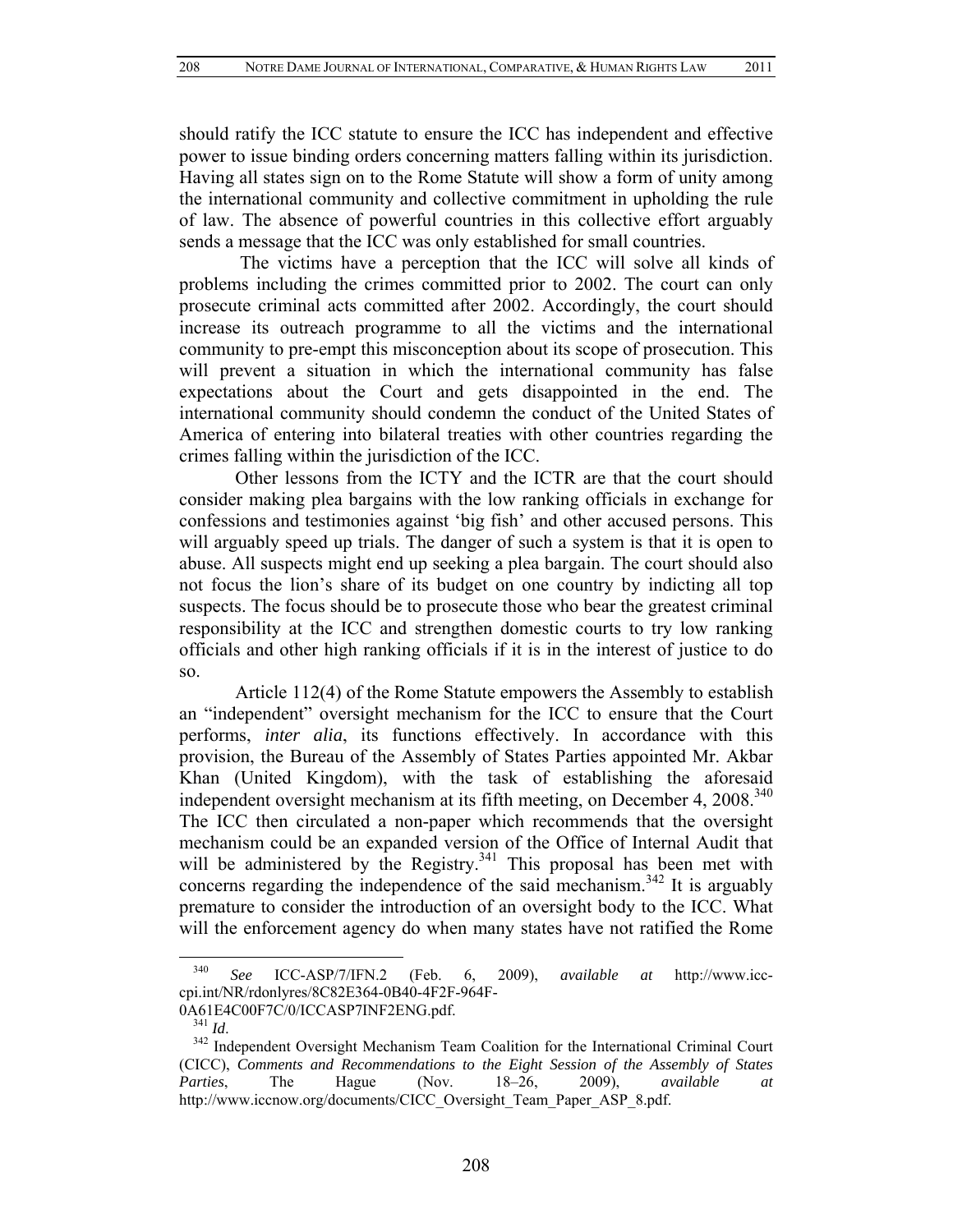should ratify the ICC statute to ensure the ICC has independent and effective power to issue binding orders concerning matters falling within its jurisdiction. Having all states sign on to the Rome Statute will show a form of unity among the international community and collective commitment in upholding the rule of law. The absence of powerful countries in this collective effort arguably sends a message that the ICC was only established for small countries.

The victims have a perception that the ICC will solve all kinds of problems including the crimes committed prior to 2002. The court can only prosecute criminal acts committed after 2002. Accordingly, the court should increase its outreach programme to all the victims and the international community to pre-empt this misconception about its scope of prosecution. This will prevent a situation in which the international community has false expectations about the Court and gets disappointed in the end. The international community should condemn the conduct of the United States of America of entering into bilateral treaties with other countries regarding the crimes falling within the jurisdiction of the ICC.

Other lessons from the ICTY and the ICTR are that the court should consider making plea bargains with the low ranking officials in exchange for confessions and testimonies against 'big fish' and other accused persons. This will arguably speed up trials. The danger of such a system is that it is open to abuse. All suspects might end up seeking a plea bargain. The court should also not focus the lion's share of its budget on one country by indicting all top suspects. The focus should be to prosecute those who bear the greatest criminal responsibility at the ICC and strengthen domestic courts to try low ranking officials and other high ranking officials if it is in the interest of justice to do so.

Article 112(4) of the Rome Statute empowers the Assembly to establish an "independent" oversight mechanism for the ICC to ensure that the Court performs, *inter alia*, its functions effectively. In accordance with this provision, the Bureau of the Assembly of States Parties appointed Mr. Akbar Khan (United Kingdom), with the task of establishing the aforesaid independent oversight mechanism at its fifth meeting, on December 4, 2008.[340] The ICC then circulated a non-paper which recommends that the oversight mechanism could be an expanded version of the Office of Internal Audit that will be administered by the Registry.[341] This proposal has been met with concerns regarding the independence of the said mechanism.[342] It is arguably premature to consider the introduction of an oversight body to the ICC. What will the enforcement agency do when many states have not ratified the Rome

---

[340] *See* ICC-ASP/7/IFN.2 (Feb. 6, 2009), *available at* http://www.icc-cpi.int/NR/rdonlyres/8C82E364-0B40-4F2F-964F-0A61E4C00F7C/0/ICCASP7INF2ENG.pdf.

[341] *Id*.

[342] Independent Oversight Mechanism Team Coalition for the International Criminal Court (CICC), *Comments and Recommendations to the Eight Session of the Assembly of States Parties*, The Hague (Nov. 18–26, 2009), *available at* http://www.iccnow.org/documents/CICC_Oversight_Team_Paper_ASP_8.pdf.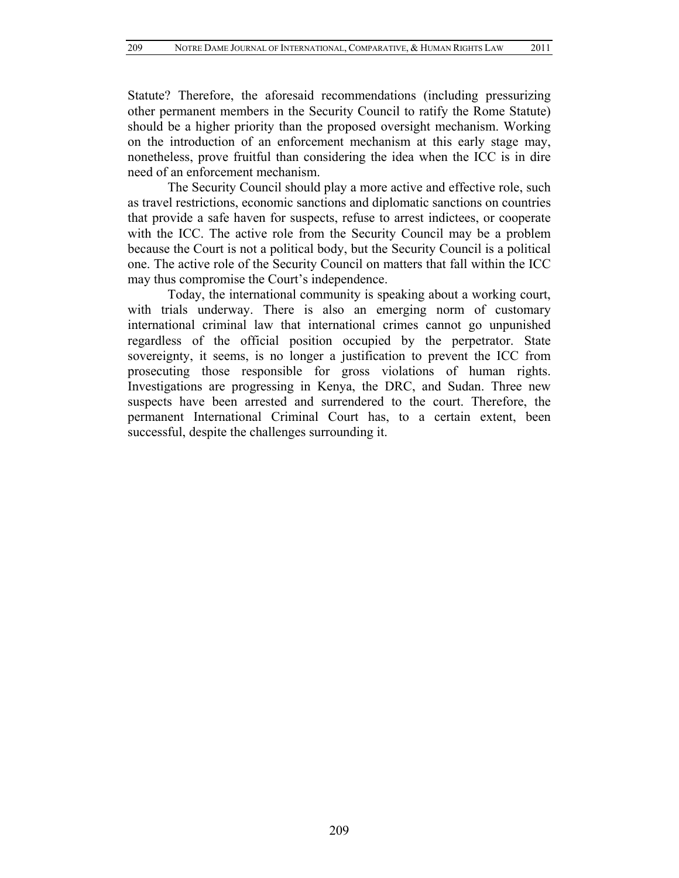Statute? Therefore, the aforesaid recommendations (including pressurizing other permanent members in the Security Council to ratify the Rome Statute) should be a higher priority than the proposed oversight mechanism. Working on the introduction of an enforcement mechanism at this early stage may, nonetheless, prove fruitful than considering the idea when the ICC is in dire need of an enforcement mechanism.

The Security Council should play a more active and effective role, such as travel restrictions, economic sanctions and diplomatic sanctions on countries that provide a safe haven for suspects, refuse to arrest indictees, or cooperate with the ICC. The active role from the Security Council may be a problem because the Court is not a political body, but the Security Council is a political one. The active role of the Security Council on matters that fall within the ICC may thus compromise the Court's independence.

Today, the international community is speaking about a working court, with trials underway. There is also an emerging norm of customary international criminal law that international crimes cannot go unpunished regardless of the official position occupied by the perpetrator. State sovereignty, it seems, is no longer a justification to prevent the ICC from prosecuting those responsible for gross violations of human rights. Investigations are progressing in Kenya, the DRC, and Sudan. Three new suspects have been arrested and surrendered to the court. Therefore, the permanent International Criminal Court has, to a certain extent, been successful, despite the challenges surrounding it.